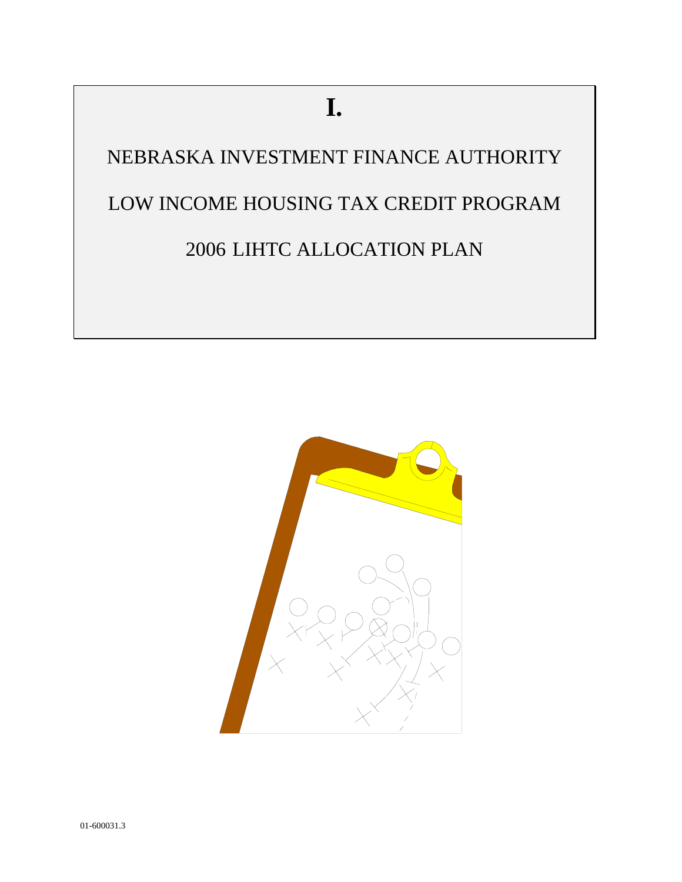# I.

NEBRASKA INVESTMENT FINANCE AUTHORITY

LOW INCOME HOUSING TAX CREDIT PROGRAM

2006 LIHTC ALLOCATION PLAN

01-600031.3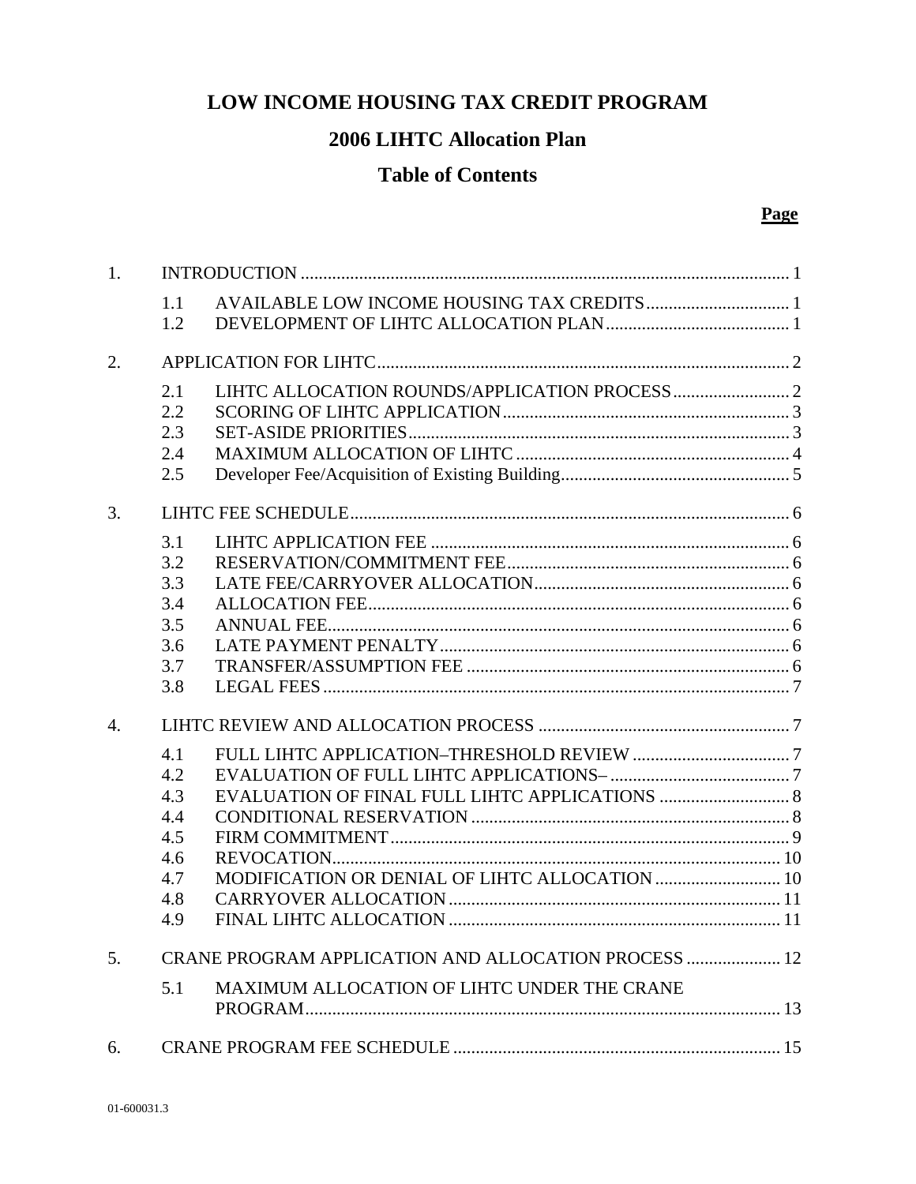# LOW INCOME HOUSING TAX CREDIT PROGRAM

## 2006 LIHTC Allocation Plan

## Table of Contents

| | | | **Page** |
|---|---|---|---|
| 1. | INTRODUCTION | | 1 |
| | 1.1 | AVAILABLE LOW INCOME HOUSING TAX CREDITS | 1 |
| | 1.2 | DEVELOPMENT OF LIHTC ALLOCATION PLAN | 1 |
| 2. | APPLICATION FOR LIHTC | | 2 |
| | 2.1 | LIHTC ALLOCATION ROUNDS/APPLICATION PROCESS | 2 |
| | 2.2 | SCORING OF LIHTC APPLICATION | 3 |
| | 2.3 | SET-ASIDE PRIORITIES | 3 |
| | 2.4 | MAXIMUM ALLOCATION OF LIHTC | 4 |
| | 2.5 | Developer Fee/Acquisition of Existing Building | 5 |
| 3. | LIHTC FEE SCHEDULE | | 6 |
| | 3.1 | LIHTC APPLICATION FEE | 6 |
| | 3.2 | RESERVATION/COMMITMENT FEE | 6 |
| | 3.3 | LATE FEE/CARRYOVER ALLOCATION | 6 |
| | 3.4 | ALLOCATION FEE | 6 |
| | 3.5 | ANNUAL FEE | 6 |
| | 3.6 | LATE PAYMENT PENALTY | 6 |
| | 3.7 | TRANSFER/ASSUMPTION FEE | 6 |
| | 3.8 | LEGAL FEES | 7 |
| 4. | LIHTC REVIEW AND ALLOCATION PROCESS | | 7 |
| | 4.1 | FULL LIHTC APPLICATION–THRESHOLD REVIEW | 7 |
| | 4.2 | EVALUATION OF FULL LIHTC APPLICATIONS– | 7 |
| | 4.3 | EVALUATION OF FINAL FULL LIHTC APPLICATIONS | 8 |
| | 4.4 | CONDITIONAL RESERVATION | 8 |
| | 4.5 | FIRM COMMITMENT | 9 |
| | 4.6 | REVOCATION | 10 |
| | 4.7 | MODIFICATION OR DENIAL OF LIHTC ALLOCATION | 10 |
| | 4.8 | CARRYOVER ALLOCATION | 11 |
| | 4.9 | FINAL LIHTC ALLOCATION | 11 |
| 5. | CRANE PROGRAM APPLICATION AND ALLOCATION PROCESS | | 12 |
| | 5.1 | MAXIMUM ALLOCATION OF LIHTC UNDER THE CRANE PROGRAM | 13 |
| 6. | CRANE PROGRAM FEE SCHEDULE | | 15 |

01-600031.3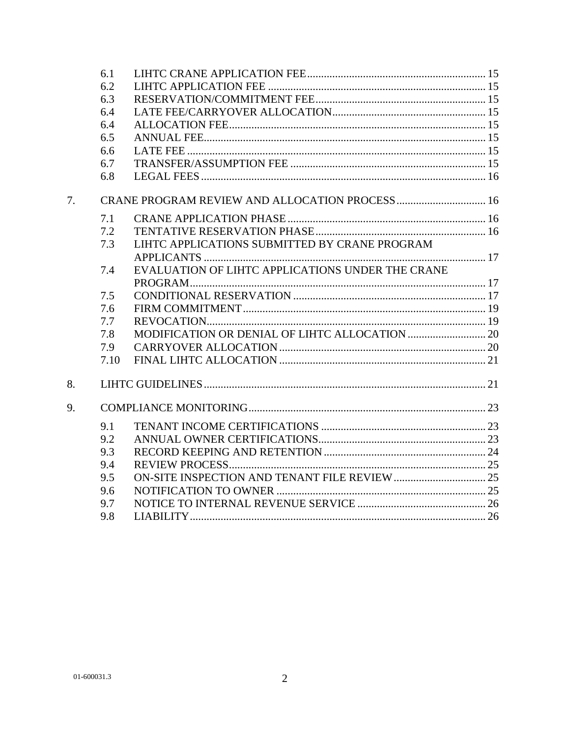| | | |
|---|---|---|
| 6.1 | LIHTC CRANE APPLICATION FEE | 15 |
| 6.2 | LIHTC APPLICATION FEE | 15 |
| 6.3 | RESERVATION/COMMITMENT FEE | 15 |
| 6.4 | LATE FEE/CARRYOVER ALLOCATION | 15 |
| 6.4 | ALLOCATION FEE | 15 |
| 6.5 | ANNUAL FEE | 15 |
| 6.6 | LATE FEE | 15 |
| 6.7 | TRANSFER/ASSUMPTION FEE | 15 |
| 6.8 | LEGAL FEES | 16 |

7. CRANE PROGRAM REVIEW AND ALLOCATION PROCESS ... 16

| | | |
|---|---|---|
| 7.1 | CRANE APPLICATION PHASE | 16 |
| 7.2 | TENTATIVE RESERVATION PHASE | 16 |
| 7.3 | LIHTC APPLICATIONS SUBMITTED BY CRANE PROGRAM APPLICANTS | 17 |
| 7.4 | EVALUATION OF LIHTC APPLICATIONS UNDER THE CRANE PROGRAM | 17 |
| 7.5 | CONDITIONAL RESERVATION | 17 |
| 7.6 | FIRM COMMITMENT | 19 |
| 7.7 | REVOCATION | 19 |
| 7.8 | MODIFICATION OR DENIAL OF LIHTC ALLOCATION | 20 |
| 7.9 | CARRYOVER ALLOCATION | 20 |
| 7.10 | FINAL LIHTC ALLOCATION | 21 |

8. LIHTC GUIDELINES ... 21

9. COMPLIANCE MONITORING ... 23

| | | |
|---|---|---|
| 9.1 | TENANT INCOME CERTIFICATIONS | 23 |
| 9.2 | ANNUAL OWNER CERTIFICATIONS | 23 |
| 9.3 | RECORD KEEPING AND RETENTION | 24 |
| 9.4 | REVIEW PROCESS | 25 |
| 9.5 | ON-SITE INSPECTION AND TENANT FILE REVIEW | 25 |
| 9.6 | NOTIFICATION TO OWNER | 25 |
| 9.7 | NOTICE TO INTERNAL REVENUE SERVICE | 26 |
| 9.8 | LIABILITY | 26 |

01-600031.3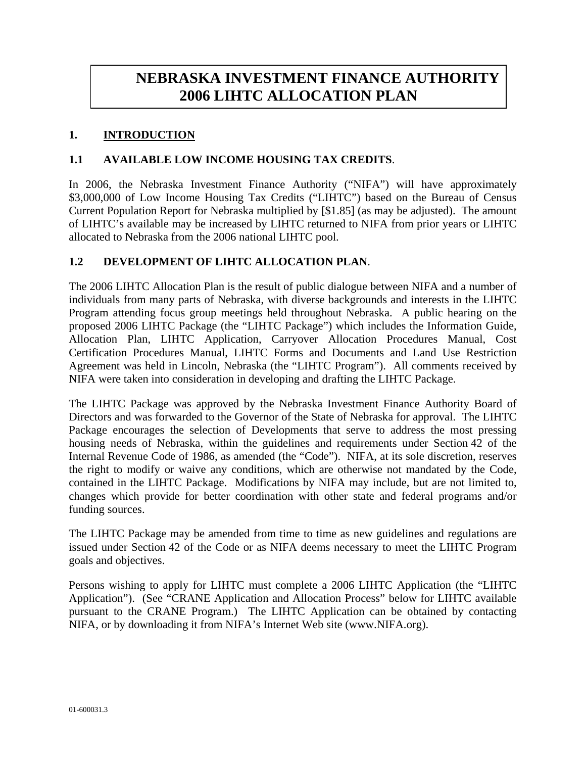# NEBRASKA INVESTMENT FINANCE AUTHORITY 2006 LIHTC ALLOCATION PLAN

## 1. INTRODUCTION

### 1.1 AVAILABLE LOW INCOME HOUSING TAX CREDITS.

In 2006, the Nebraska Investment Finance Authority ("NIFA") will have approximately $3,000,000 of Low Income Housing Tax Credits ("LIHTC") based on the Bureau of Census Current Population Report for Nebraska multiplied by [$1.85] (as may be adjusted). The amount of LIHTC's available may be increased by LIHTC returned to NIFA from prior years or LIHTC allocated to Nebraska from the 2006 national LIHTC pool.

### 1.2 DEVELOPMENT OF LIHTC ALLOCATION PLAN.

The 2006 LIHTC Allocation Plan is the result of public dialogue between NIFA and a number of individuals from many parts of Nebraska, with diverse backgrounds and interests in the LIHTC Program attending focus group meetings held throughout Nebraska. A public hearing on the proposed 2006 LIHTC Package (the "LIHTC Package") which includes the Information Guide, Allocation Plan, LIHTC Application, Carryover Allocation Procedures Manual, Cost Certification Procedures Manual, LIHTC Forms and Documents and Land Use Restriction Agreement was held in Lincoln, Nebraska (the "LIHTC Program"). All comments received by NIFA were taken into consideration in developing and drafting the LIHTC Package.

The LIHTC Package was approved by the Nebraska Investment Finance Authority Board of Directors and was forwarded to the Governor of the State of Nebraska for approval. The LIHTC Package encourages the selection of Developments that serve to address the most pressing housing needs of Nebraska, within the guidelines and requirements under Section 42 of the Internal Revenue Code of 1986, as amended (the "Code"). NIFA, at its sole discretion, reserves the right to modify or waive any conditions, which are otherwise not mandated by the Code, contained in the LIHTC Package. Modifications by NIFA may include, but are not limited to, changes which provide for better coordination with other state and federal programs and/or funding sources.

The LIHTC Package may be amended from time to time as new guidelines and regulations are issued under Section 42 of the Code or as NIFA deems necessary to meet the LIHTC Program goals and objectives.

Persons wishing to apply for LIHTC must complete a 2006 LIHTC Application (the "LIHTC Application"). (See "CRANE Application and Allocation Process" below for LIHTC available pursuant to the CRANE Program.) The LIHTC Application can be obtained by contacting NIFA, or by downloading it from NIFA's Internet Web site (www.NIFA.org).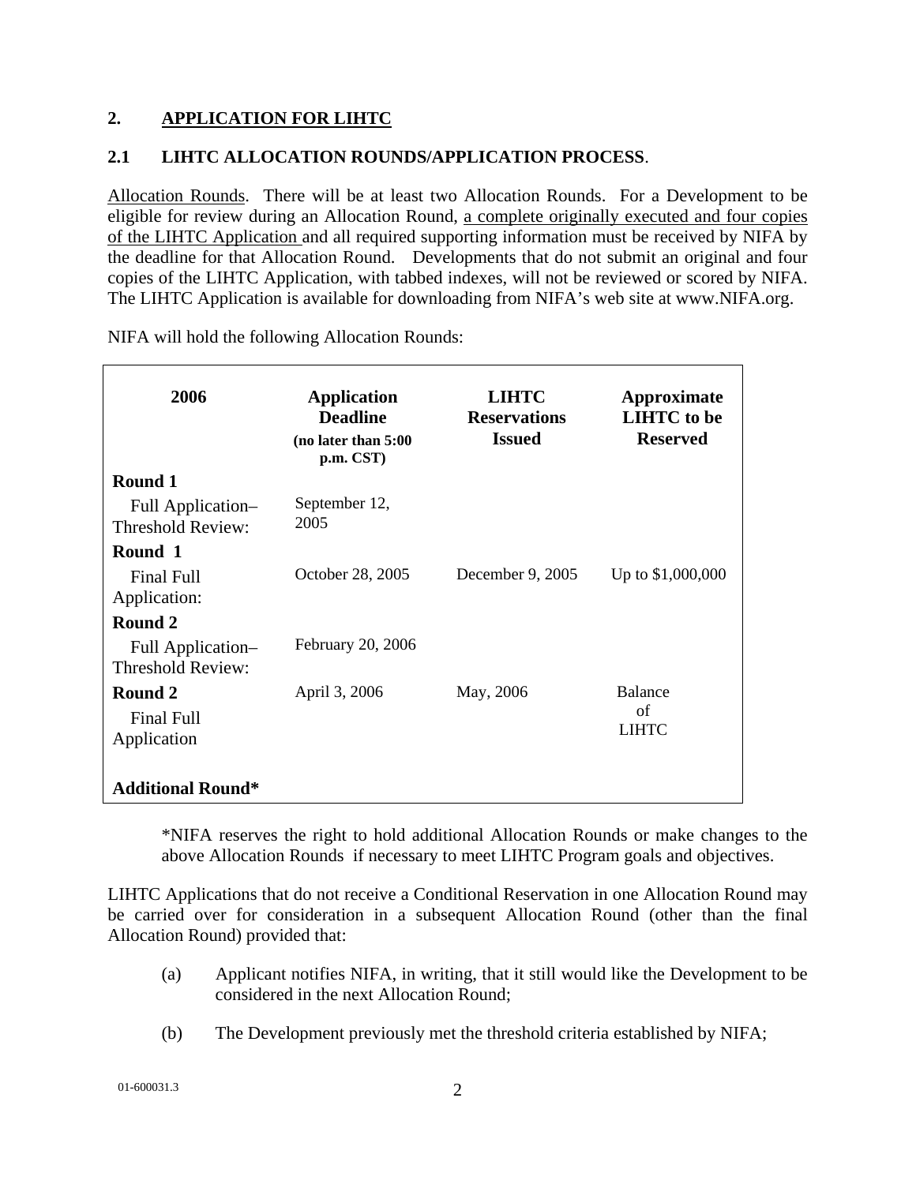## 2. APPLICATION FOR LIHTC

### 2.1 LIHTC ALLOCATION ROUNDS/APPLICATION PROCESS.

Allocation Rounds. There will be at least two Allocation Rounds. For a Development to be eligible for review during an Allocation Round, a complete originally executed and four copies of the LIHTC Application and all required supporting information must be received by NIFA by the deadline for that Allocation Round. Developments that do not submit an original and four copies of the LIHTC Application, with tabbed indexes, will not be reviewed or scored by NIFA. The LIHTC Application is available for downloading from NIFA's web site at www.NIFA.org.

NIFA will hold the following Allocation Rounds:

| 2006 | Application Deadline (no later than 5:00 p.m. CST) | LIHTC Reservations Issued | Approximate LIHTC to be Reserved |
|---|---|---|---|
| **Round 1** Full Application– Threshold Review: | September 12, 2005 | | |
| **Round 1** Final Full Application: | October 28, 2005 | December 9, 2005 | Up to $1,000,000 |
| **Round 2** Full Application– Threshold Review: | February 20, 2006 | | |
| **Round 2** Final Full Application | April 3, 2006 | May, 2006 | Balance of LIHTC |
| **Additional Round*** | | | |

*NIFA reserves the right to hold additional Allocation Rounds or make changes to the above Allocation Rounds if necessary to meet LIHTC Program goals and objectives.

LIHTC Applications that do not receive a Conditional Reservation in one Allocation Round may be carried over for consideration in a subsequent Allocation Round (other than the final Allocation Round) provided that:

(a) Applicant notifies NIFA, in writing, that it still would like the Development to be considered in the next Allocation Round;

(b) The Development previously met the threshold criteria established by NIFA;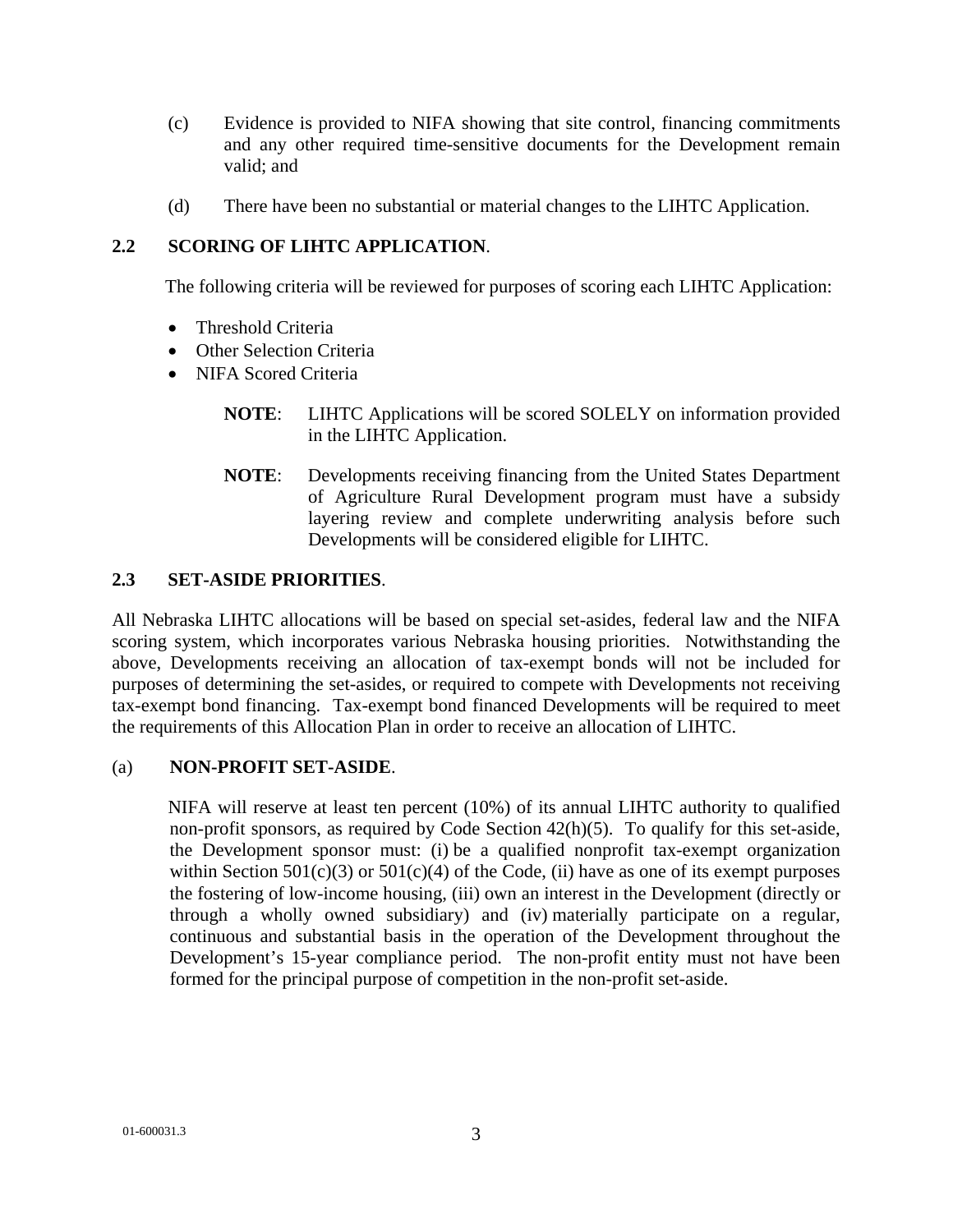(c) Evidence is provided to NIFA showing that site control, financing commitments and any other required time-sensitive documents for the Development remain valid; and

(d) There have been no substantial or material changes to the LIHTC Application.

## 2.2 SCORING OF LIHTC APPLICATION.

The following criteria will be reviewed for purposes of scoring each LIHTC Application:

- Threshold Criteria
- Other Selection Criteria
- NIFA Scored Criteria

**NOTE**: LIHTC Applications will be scored SOLELY on information provided in the LIHTC Application.

**NOTE**: Developments receiving financing from the United States Department of Agriculture Rural Development program must have a subsidy layering review and complete underwriting analysis before such Developments will be considered eligible for LIHTC.

## 2.3 SET-ASIDE PRIORITIES.

All Nebraska LIHTC allocations will be based on special set-asides, federal law and the NIFA scoring system, which incorporates various Nebraska housing priorities. Notwithstanding the above, Developments receiving an allocation of tax-exempt bonds will not be included for purposes of determining the set-asides, or required to compete with Developments not receiving tax-exempt bond financing. Tax-exempt bond financed Developments will be required to meet the requirements of this Allocation Plan in order to receive an allocation of LIHTC.

### (a) NON-PROFIT SET-ASIDE.

NIFA will reserve at least ten percent (10%) of its annual LIHTC authority to qualified non-profit sponsors, as required by Code Section 42(h)(5). To qualify for this set-aside, the Development sponsor must: (i) be a qualified nonprofit tax-exempt organization within Section 501(c)(3) or 501(c)(4) of the Code, (ii) have as one of its exempt purposes the fostering of low-income housing, (iii) own an interest in the Development (directly or through a wholly owned subsidiary) and (iv) materially participate on a regular, continuous and substantial basis in the operation of the Development throughout the Development's 15-year compliance period. The non-profit entity must not have been formed for the principal purpose of competition in the non-profit set-aside.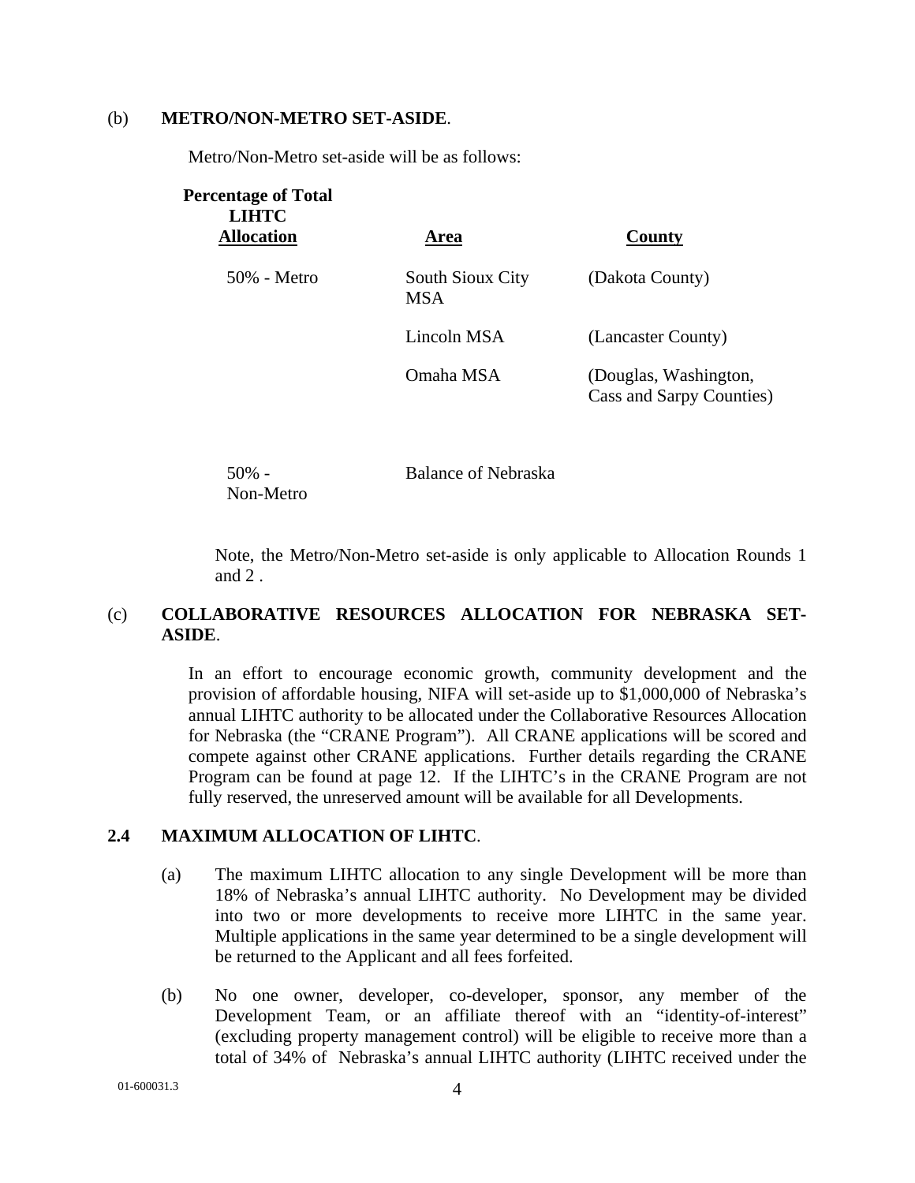(b) **METRO/NON-METRO SET-ASIDE**.

Metro/Non-Metro set-aside will be as follows:

| Percentage of Total LIHTC Allocation | Area | County |
|---|---|---|
| 50% - Metro | South Sioux City MSA | (Dakota County) |
| | Lincoln MSA | (Lancaster County) |
| | Omaha MSA | (Douglas, Washington, Cass and Sarpy Counties) |
| 50% - Non-Metro | Balance of Nebraska | |

Note, the Metro/Non-Metro set-aside is only applicable to Allocation Rounds 1 and 2 .

(c) **COLLABORATIVE RESOURCES ALLOCATION FOR NEBRASKA SET-ASIDE**.

In an effort to encourage economic growth, community development and the provision of affordable housing, NIFA will set-aside up to $1,000,000 of Nebraska's annual LIHTC authority to be allocated under the Collaborative Resources Allocation for Nebraska (the "CRANE Program"). All CRANE applications will be scored and compete against other CRANE applications. Further details regarding the CRANE Program can be found at page 12. If the LIHTC's in the CRANE Program are not fully reserved, the unreserved amount will be available for all Developments.

**2.4 MAXIMUM ALLOCATION OF LIHTC**.

(a) The maximum LIHTC allocation to any single Development will be more than 18% of Nebraska's annual LIHTC authority. No Development may be divided into two or more developments to receive more LIHTC in the same year. Multiple applications in the same year determined to be a single development will be returned to the Applicant and all fees forfeited.

(b) No one owner, developer, co-developer, sponsor, any member of the Development Team, or an affiliate thereof with an "identity-of-interest" (excluding property management control) will be eligible to receive more than a total of 34% of Nebraska's annual LIHTC authority (LIHTC received under the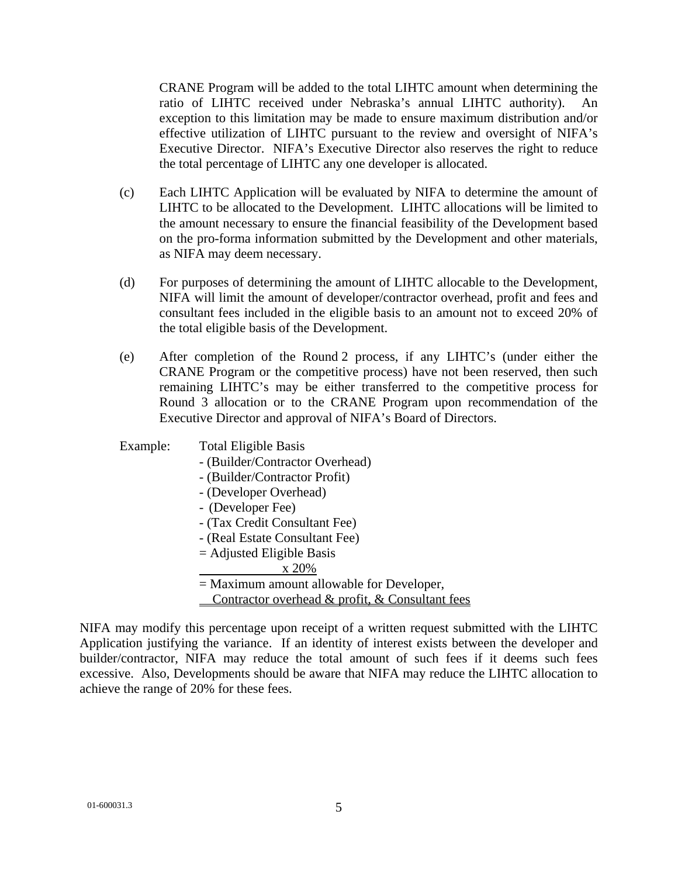CRANE Program will be added to the total LIHTC amount when determining the ratio of LIHTC received under Nebraska's annual LIHTC authority). An exception to this limitation may be made to ensure maximum distribution and/or effective utilization of LIHTC pursuant to the review and oversight of NIFA's Executive Director. NIFA's Executive Director also reserves the right to reduce the total percentage of LIHTC any one developer is allocated.

(c) Each LIHTC Application will be evaluated by NIFA to determine the amount of LIHTC to be allocated to the Development. LIHTC allocations will be limited to the amount necessary to ensure the financial feasibility of the Development based on the pro-forma information submitted by the Development and other materials, as NIFA may deem necessary.

(d) For purposes of determining the amount of LIHTC allocable to the Development, NIFA will limit the amount of developer/contractor overhead, profit and fees and consultant fees included in the eligible basis to an amount not to exceed 20% of the total eligible basis of the Development.

(e) After completion of the Round 2 process, if any LIHTC's (under either the CRANE Program or the competitive process) have not been reserved, then such remaining LIHTC's may be either transferred to the competitive process for Round 3 allocation or to the CRANE Program upon recommendation of the Executive Director and approval of NIFA's Board of Directors.

Example: Total Eligible Basis
- (Builder/Contractor Overhead)
- (Builder/Contractor Profit)
- (Developer Overhead)
- (Developer Fee)
- (Tax Credit Consultant Fee)
- (Real Estate Consultant Fee)

= Adjusted Eligible Basis
x 20%
= Maximum amount allowable for Developer, Contractor overhead & profit, & Consultant fees

NIFA may modify this percentage upon receipt of a written request submitted with the LIHTC Application justifying the variance. If an identity of interest exists between the developer and builder/contractor, NIFA may reduce the total amount of such fees if it deems such fees excessive. Also, Developments should be aware that NIFA may reduce the LIHTC allocation to achieve the range of 20% for these fees.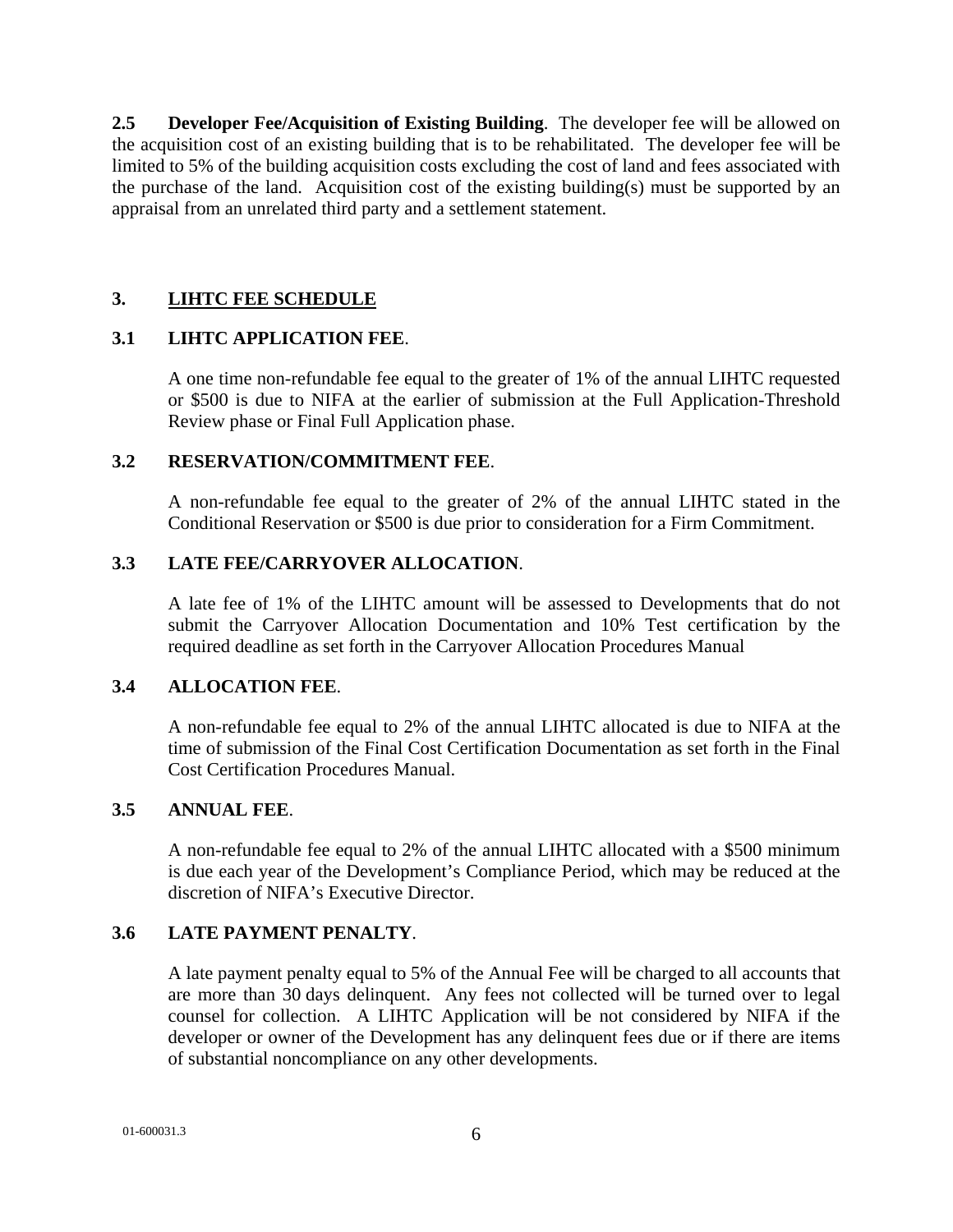**2.5 Developer Fee/Acquisition of Existing Building**. The developer fee will be allowed on the acquisition cost of an existing building that is to be rehabilitated. The developer fee will be limited to 5% of the building acquisition costs excluding the cost of land and fees associated with the purchase of the land. Acquisition cost of the existing building(s) must be supported by an appraisal from an unrelated third party and a settlement statement.

## 3. LIHTC FEE SCHEDULE

### 3.1 LIHTC APPLICATION FEE.

A one time non-refundable fee equal to the greater of 1% of the annual LIHTC requested or $500 is due to NIFA at the earlier of submission at the Full Application-Threshold Review phase or Final Full Application phase.

### 3.2 RESERVATION/COMMITMENT FEE.

A non-refundable fee equal to the greater of 2% of the annual LIHTC stated in the Conditional Reservation or $500 is due prior to consideration for a Firm Commitment.

### 3.3 LATE FEE/CARRYOVER ALLOCATION.

A late fee of 1% of the LIHTC amount will be assessed to Developments that do not submit the Carryover Allocation Documentation and 10% Test certification by the required deadline as set forth in the Carryover Allocation Procedures Manual

### 3.4 ALLOCATION FEE.

A non-refundable fee equal to 2% of the annual LIHTC allocated is due to NIFA at the time of submission of the Final Cost Certification Documentation as set forth in the Final Cost Certification Procedures Manual.

### 3.5 ANNUAL FEE.

A non-refundable fee equal to 2% of the annual LIHTC allocated with a $500 minimum is due each year of the Development's Compliance Period, which may be reduced at the discretion of NIFA's Executive Director.

### 3.6 LATE PAYMENT PENALTY.

A late payment penalty equal to 5% of the Annual Fee will be charged to all accounts that are more than 30 days delinquent. Any fees not collected will be turned over to legal counsel for collection. A LIHTC Application will be not considered by NIFA if the developer or owner of the Development has any delinquent fees due or if there are items of substantial noncompliance on any other developments.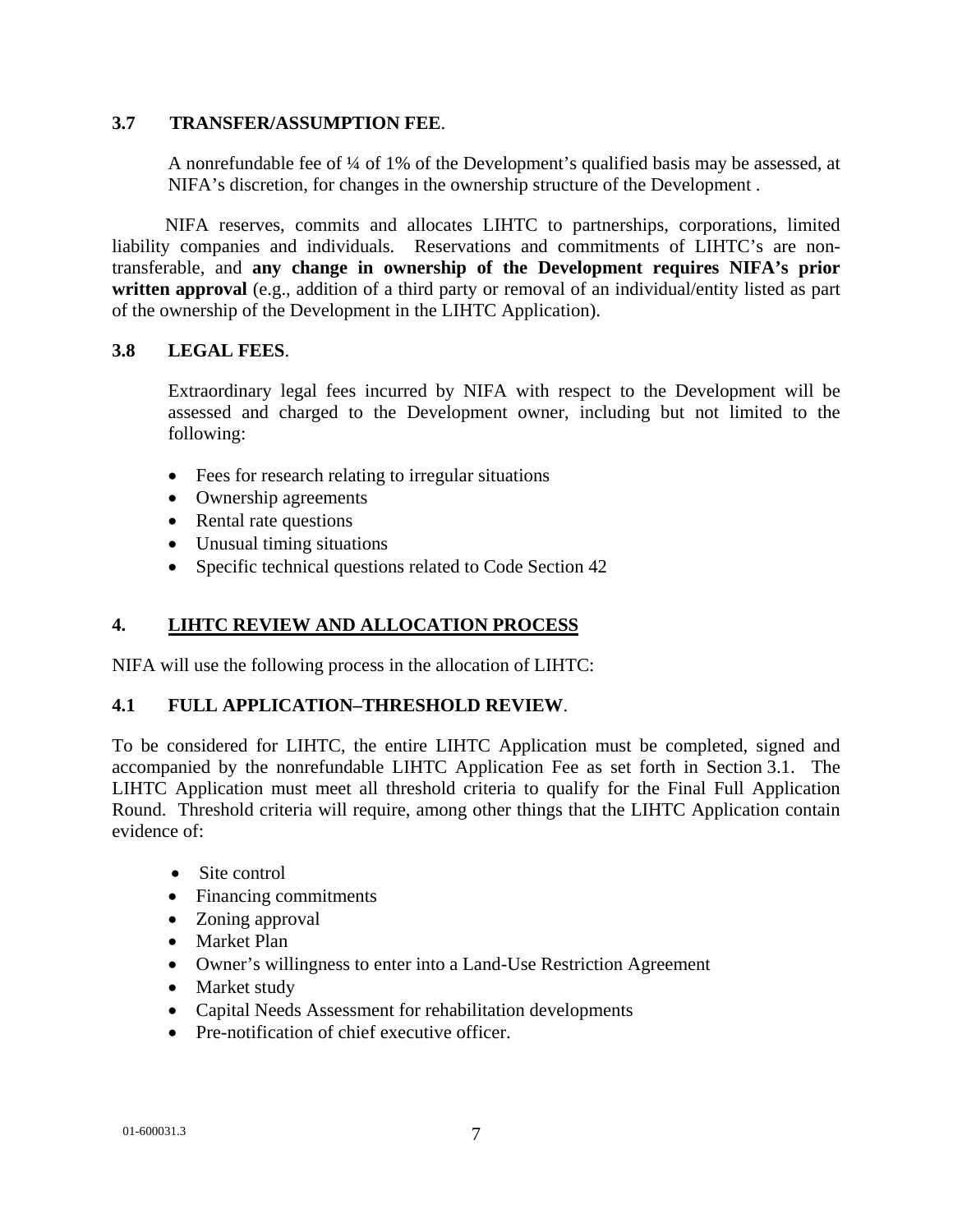### 3.7 TRANSFER/ASSUMPTION FEE.

A nonrefundable fee of ¼ of 1% of the Development's qualified basis may be assessed, at NIFA's discretion, for changes in the ownership structure of the Development .

NIFA reserves, commits and allocates LIHTC to partnerships, corporations, limited liability companies and individuals. Reservations and commitments of LIHTC's are non-transferable, and **any change in ownership of the Development requires NIFA's prior written approval** (e.g., addition of a third party or removal of an individual/entity listed as part of the ownership of the Development in the LIHTC Application).

### 3.8 LEGAL FEES.

Extraordinary legal fees incurred by NIFA with respect to the Development will be assessed and charged to the Development owner, including but not limited to the following:

- Fees for research relating to irregular situations
- Ownership agreements
- Rental rate questions
- Unusual timing situations
- Specific technical questions related to Code Section 42

## 4. LIHTC REVIEW AND ALLOCATION PROCESS

NIFA will use the following process in the allocation of LIHTC:

### 4.1 FULL APPLICATION–THRESHOLD REVIEW.

To be considered for LIHTC, the entire LIHTC Application must be completed, signed and accompanied by the nonrefundable LIHTC Application Fee as set forth in Section 3.1. The LIHTC Application must meet all threshold criteria to qualify for the Final Full Application Round. Threshold criteria will require, among other things that the LIHTC Application contain evidence of:

- Site control
- Financing commitments
- Zoning approval
- Market Plan
- Owner's willingness to enter into a Land-Use Restriction Agreement
- Market study
- Capital Needs Assessment for rehabilitation developments
- Pre-notification of chief executive officer.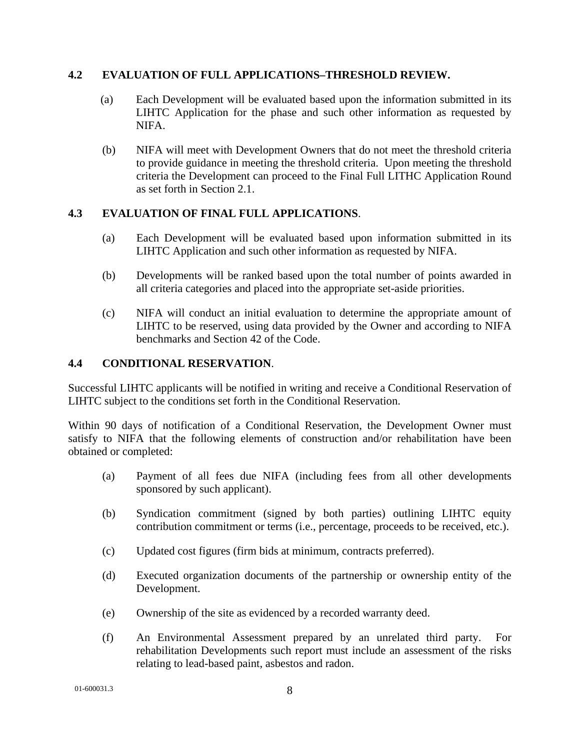### 4.2 EVALUATION OF FULL APPLICATIONS–THRESHOLD REVIEW.

(a) Each Development will be evaluated based upon the information submitted in its LIHTC Application for the phase and such other information as requested by NIFA.

(b) NIFA will meet with Development Owners that do not meet the threshold criteria to provide guidance in meeting the threshold criteria. Upon meeting the threshold criteria the Development can proceed to the Final Full LITHC Application Round as set forth in Section 2.1.

### 4.3 EVALUATION OF FINAL FULL APPLICATIONS.

(a) Each Development will be evaluated based upon information submitted in its LIHTC Application and such other information as requested by NIFA.

(b) Developments will be ranked based upon the total number of points awarded in all criteria categories and placed into the appropriate set-aside priorities.

(c) NIFA will conduct an initial evaluation to determine the appropriate amount of LIHTC to be reserved, using data provided by the Owner and according to NIFA benchmarks and Section 42 of the Code.

### 4.4 CONDITIONAL RESERVATION.

Successful LIHTC applicants will be notified in writing and receive a Conditional Reservation of LIHTC subject to the conditions set forth in the Conditional Reservation.

Within 90 days of notification of a Conditional Reservation, the Development Owner must satisfy to NIFA that the following elements of construction and/or rehabilitation have been obtained or completed:

(a) Payment of all fees due NIFA (including fees from all other developments sponsored by such applicant).

(b) Syndication commitment (signed by both parties) outlining LIHTC equity contribution commitment or terms (i.e., percentage, proceeds to be received, etc.).

(c) Updated cost figures (firm bids at minimum, contracts preferred).

(d) Executed organization documents of the partnership or ownership entity of the Development.

(e) Ownership of the site as evidenced by a recorded warranty deed.

(f) An Environmental Assessment prepared by an unrelated third party. For rehabilitation Developments such report must include an assessment of the risks relating to lead-based paint, asbestos and radon.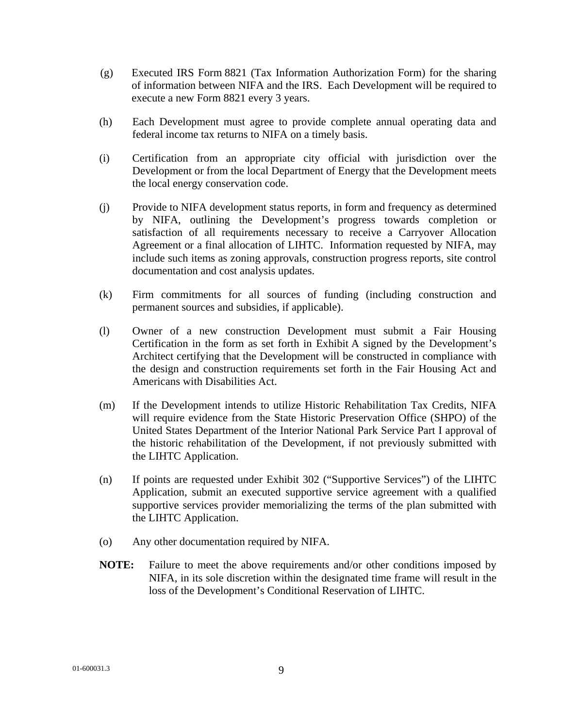(g) Executed IRS Form 8821 (Tax Information Authorization Form) for the sharing of information between NIFA and the IRS. Each Development will be required to execute a new Form 8821 every 3 years.

(h) Each Development must agree to provide complete annual operating data and federal income tax returns to NIFA on a timely basis.

(i) Certification from an appropriate city official with jurisdiction over the Development or from the local Department of Energy that the Development meets the local energy conservation code.

(j) Provide to NIFA development status reports, in form and frequency as determined by NIFA, outlining the Development's progress towards completion or satisfaction of all requirements necessary to receive a Carryover Allocation Agreement or a final allocation of LIHTC. Information requested by NIFA, may include such items as zoning approvals, construction progress reports, site control documentation and cost analysis updates.

(k) Firm commitments for all sources of funding (including construction and permanent sources and subsidies, if applicable).

(l) Owner of a new construction Development must submit a Fair Housing Certification in the form as set forth in Exhibit A signed by the Development's Architect certifying that the Development will be constructed in compliance with the design and construction requirements set forth in the Fair Housing Act and Americans with Disabilities Act.

(m) If the Development intends to utilize Historic Rehabilitation Tax Credits, NIFA will require evidence from the State Historic Preservation Office (SHPO) of the United States Department of the Interior National Park Service Part I approval of the historic rehabilitation of the Development, if not previously submitted with the LIHTC Application.

(n) If points are requested under Exhibit 302 ("Supportive Services") of the LIHTC Application, submit an executed supportive service agreement with a qualified supportive services provider memorializing the terms of the plan submitted with the LIHTC Application.

(o) Any other documentation required by NIFA.

**NOTE:** Failure to meet the above requirements and/or other conditions imposed by NIFA, in its sole discretion within the designated time frame will result in the loss of the Development's Conditional Reservation of LIHTC.

01-600031.3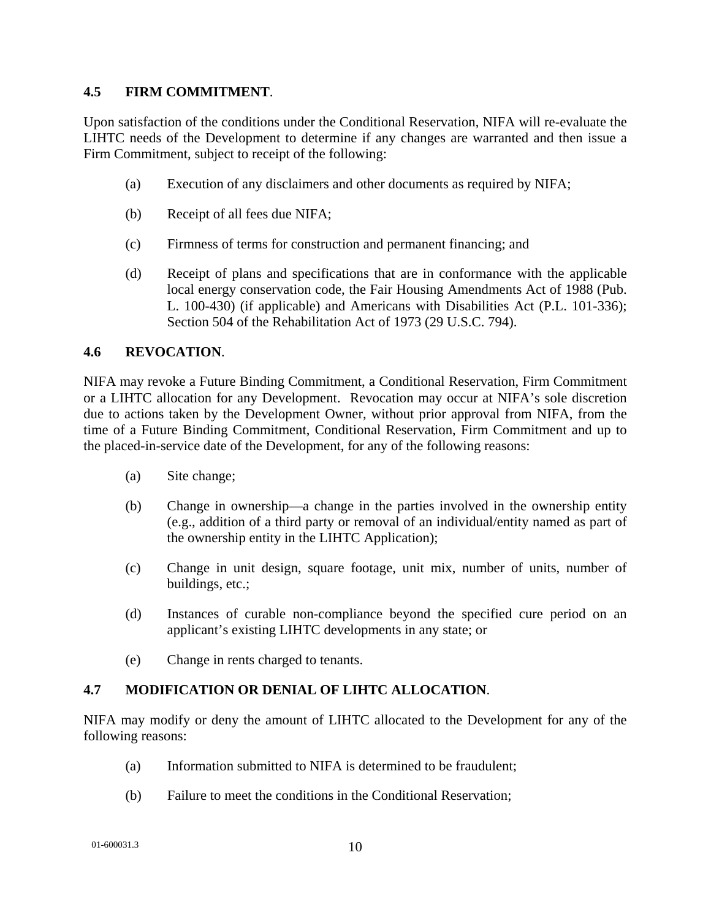### 4.5 FIRM COMMITMENT.

Upon satisfaction of the conditions under the Conditional Reservation, NIFA will re-evaluate the LIHTC needs of the Development to determine if any changes are warranted and then issue a Firm Commitment, subject to receipt of the following:

(a) Execution of any disclaimers and other documents as required by NIFA;

(b) Receipt of all fees due NIFA;

(c) Firmness of terms for construction and permanent financing; and

(d) Receipt of plans and specifications that are in conformance with the applicable local energy conservation code, the Fair Housing Amendments Act of 1988 (Pub. L. 100-430) (if applicable) and Americans with Disabilities Act (P.L. 101-336); Section 504 of the Rehabilitation Act of 1973 (29 U.S.C. 794).

### 4.6 REVOCATION.

NIFA may revoke a Future Binding Commitment, a Conditional Reservation, Firm Commitment or a LIHTC allocation for any Development. Revocation may occur at NIFA's sole discretion due to actions taken by the Development Owner, without prior approval from NIFA, from the time of a Future Binding Commitment, Conditional Reservation, Firm Commitment and up to the placed-in-service date of the Development, for any of the following reasons:

(a) Site change;

(b) Change in ownership—a change in the parties involved in the ownership entity (e.g., addition of a third party or removal of an individual/entity named as part of the ownership entity in the LIHTC Application);

(c) Change in unit design, square footage, unit mix, number of units, number of buildings, etc.;

(d) Instances of curable non-compliance beyond the specified cure period on an applicant's existing LIHTC developments in any state; or

(e) Change in rents charged to tenants.

### 4.7 MODIFICATION OR DENIAL OF LIHTC ALLOCATION.

NIFA may modify or deny the amount of LIHTC allocated to the Development for any of the following reasons:

(a) Information submitted to NIFA is determined to be fraudulent;

(b) Failure to meet the conditions in the Conditional Reservation;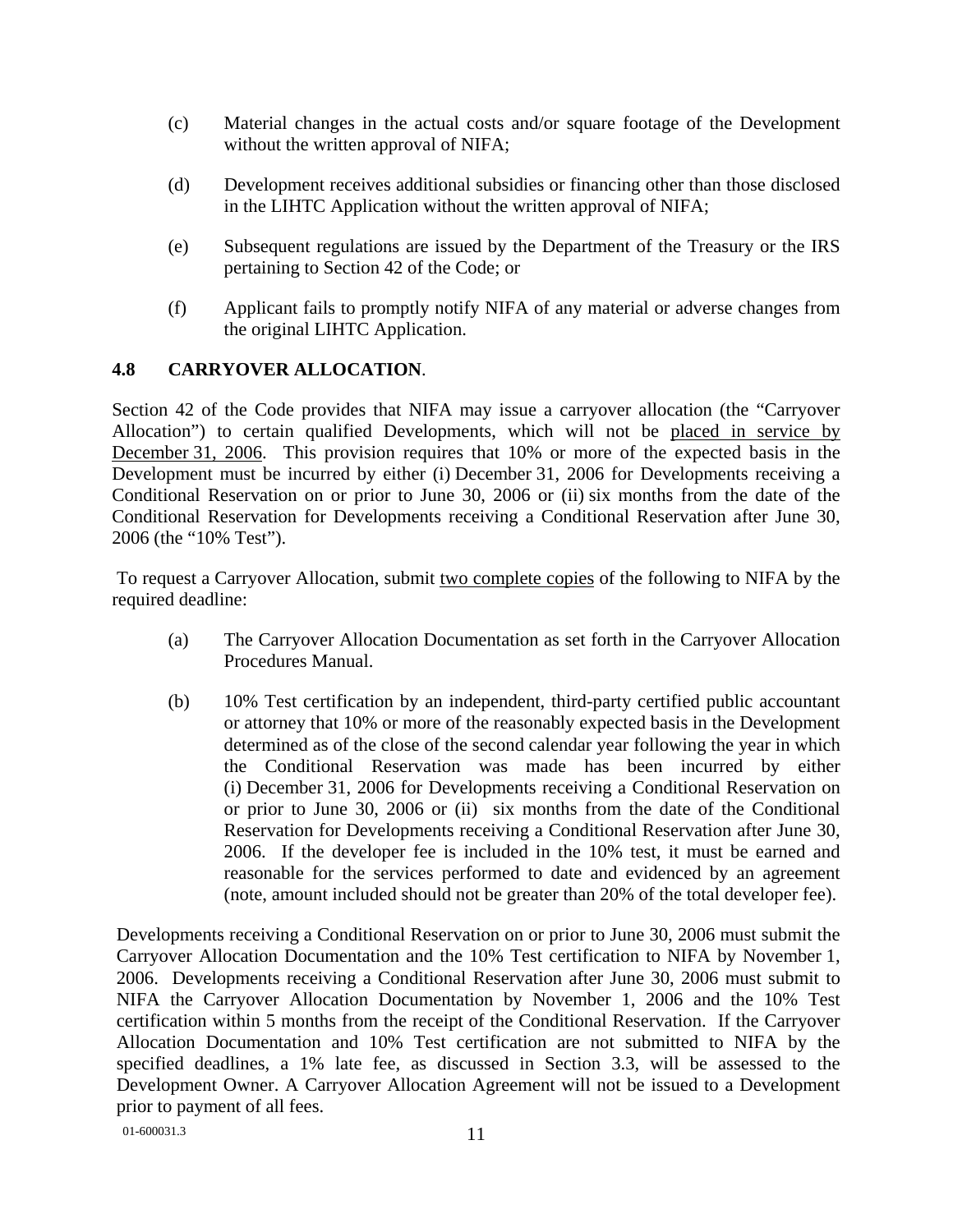(c) Material changes in the actual costs and/or square footage of the Development without the written approval of NIFA;

(d) Development receives additional subsidies or financing other than those disclosed in the LIHTC Application without the written approval of NIFA;

(e) Subsequent regulations are issued by the Department of the Treasury or the IRS pertaining to Section 42 of the Code; or

(f) Applicant fails to promptly notify NIFA of any material or adverse changes from the original LIHTC Application.

### 4.8 CARRYOVER ALLOCATION.

Section 42 of the Code provides that NIFA may issue a carryover allocation (the "Carryover Allocation") to certain qualified Developments, which will not be placed in service by December 31, 2006. This provision requires that 10% or more of the expected basis in the Development must be incurred by either (i) December 31, 2006 for Developments receiving a Conditional Reservation on or prior to June 30, 2006 or (ii) six months from the date of the Conditional Reservation for Developments receiving a Conditional Reservation after June 30, 2006 (the "10% Test").

To request a Carryover Allocation, submit two complete copies of the following to NIFA by the required deadline:

(a) The Carryover Allocation Documentation as set forth in the Carryover Allocation Procedures Manual.

(b) 10% Test certification by an independent, third-party certified public accountant or attorney that 10% or more of the reasonably expected basis in the Development determined as of the close of the second calendar year following the year in which the Conditional Reservation was made has been incurred by either (i) December 31, 2006 for Developments receiving a Conditional Reservation on or prior to June 30, 2006 or (ii) six months from the date of the Conditional Reservation for Developments receiving a Conditional Reservation after June 30, 2006. If the developer fee is included in the 10% test, it must be earned and reasonable for the services performed to date and evidenced by an agreement (note, amount included should not be greater than 20% of the total developer fee).

Developments receiving a Conditional Reservation on or prior to June 30, 2006 must submit the Carryover Allocation Documentation and the 10% Test certification to NIFA by November 1, 2006. Developments receiving a Conditional Reservation after June 30, 2006 must submit to NIFA the Carryover Allocation Documentation by November 1, 2006 and the 10% Test certification within 5 months from the receipt of the Conditional Reservation. If the Carryover Allocation Documentation and 10% Test certification are not submitted to NIFA by the specified deadlines, a 1% late fee, as discussed in Section 3.3, will be assessed to the Development Owner. A Carryover Allocation Agreement will not be issued to a Development prior to payment of all fees.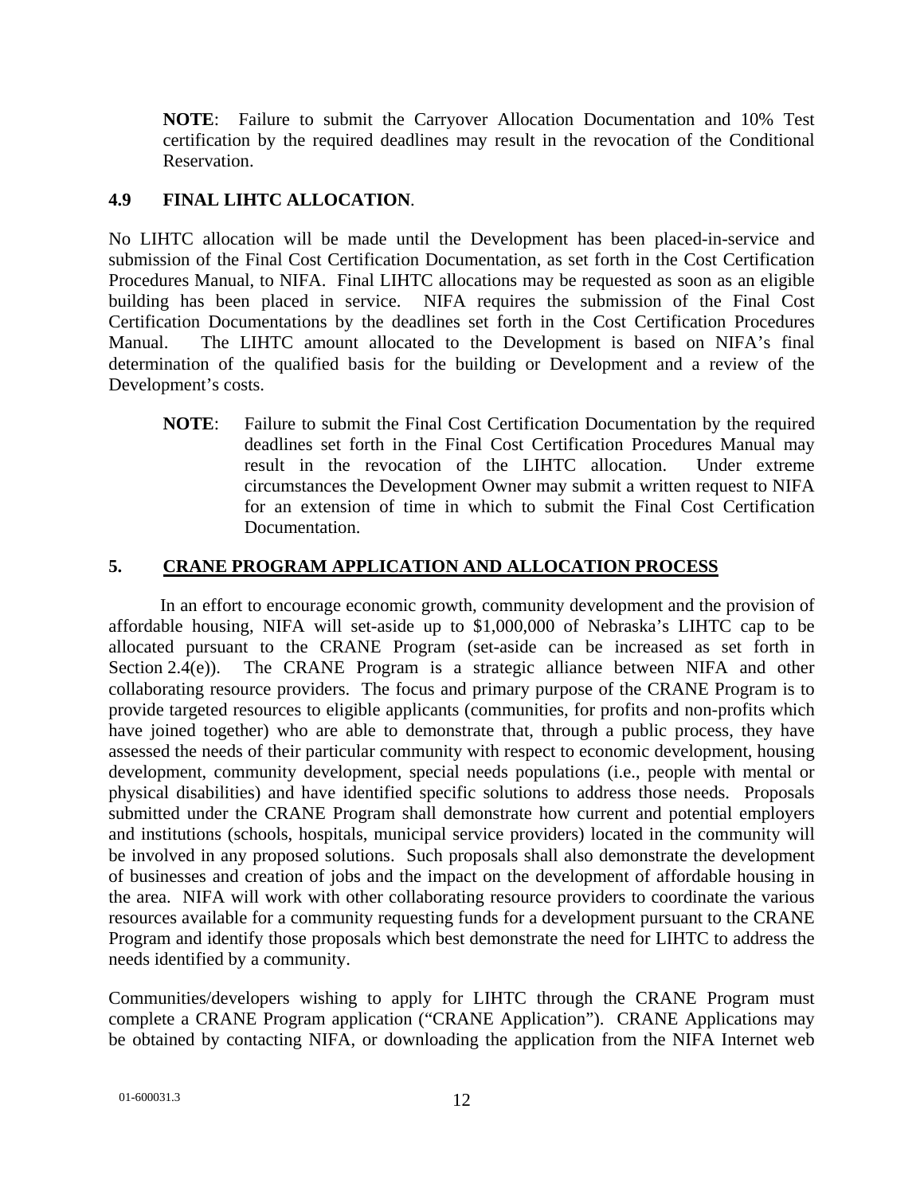**NOTE**: Failure to submit the Carryover Allocation Documentation and 10% Test certification by the required deadlines may result in the revocation of the Conditional Reservation.

### 4.9 FINAL LIHTC ALLOCATION.

No LIHTC allocation will be made until the Development has been placed-in-service and submission of the Final Cost Certification Documentation, as set forth in the Cost Certification Procedures Manual, to NIFA. Final LIHTC allocations may be requested as soon as an eligible building has been placed in service. NIFA requires the submission of the Final Cost Certification Documentations by the deadlines set forth in the Cost Certification Procedures Manual. The LIHTC amount allocated to the Development is based on NIFA's final determination of the qualified basis for the building or Development and a review of the Development's costs.

**NOTE**: Failure to submit the Final Cost Certification Documentation by the required deadlines set forth in the Final Cost Certification Procedures Manual may result in the revocation of the LIHTC allocation. Under extreme circumstances the Development Owner may submit a written request to NIFA for an extension of time in which to submit the Final Cost Certification Documentation.

## 5. CRANE PROGRAM APPLICATION AND ALLOCATION PROCESS

In an effort to encourage economic growth, community development and the provision of affordable housing, NIFA will set-aside up to $1,000,000 of Nebraska's LIHTC cap to be allocated pursuant to the CRANE Program (set-aside can be increased as set forth in Section 2.4(e)). The CRANE Program is a strategic alliance between NIFA and other collaborating resource providers. The focus and primary purpose of the CRANE Program is to provide targeted resources to eligible applicants (communities, for profits and non-profits which have joined together) who are able to demonstrate that, through a public process, they have assessed the needs of their particular community with respect to economic development, housing development, community development, special needs populations (i.e., people with mental or physical disabilities) and have identified specific solutions to address those needs. Proposals submitted under the CRANE Program shall demonstrate how current and potential employers and institutions (schools, hospitals, municipal service providers) located in the community will be involved in any proposed solutions. Such proposals shall also demonstrate the development of businesses and creation of jobs and the impact on the development of affordable housing in the area. NIFA will work with other collaborating resource providers to coordinate the various resources available for a community requesting funds for a development pursuant to the CRANE Program and identify those proposals which best demonstrate the need for LIHTC to address the needs identified by a community.

Communities/developers wishing to apply for LIHTC through the CRANE Program must complete a CRANE Program application ("CRANE Application"). CRANE Applications may be obtained by contacting NIFA, or downloading the application from the NIFA Internet web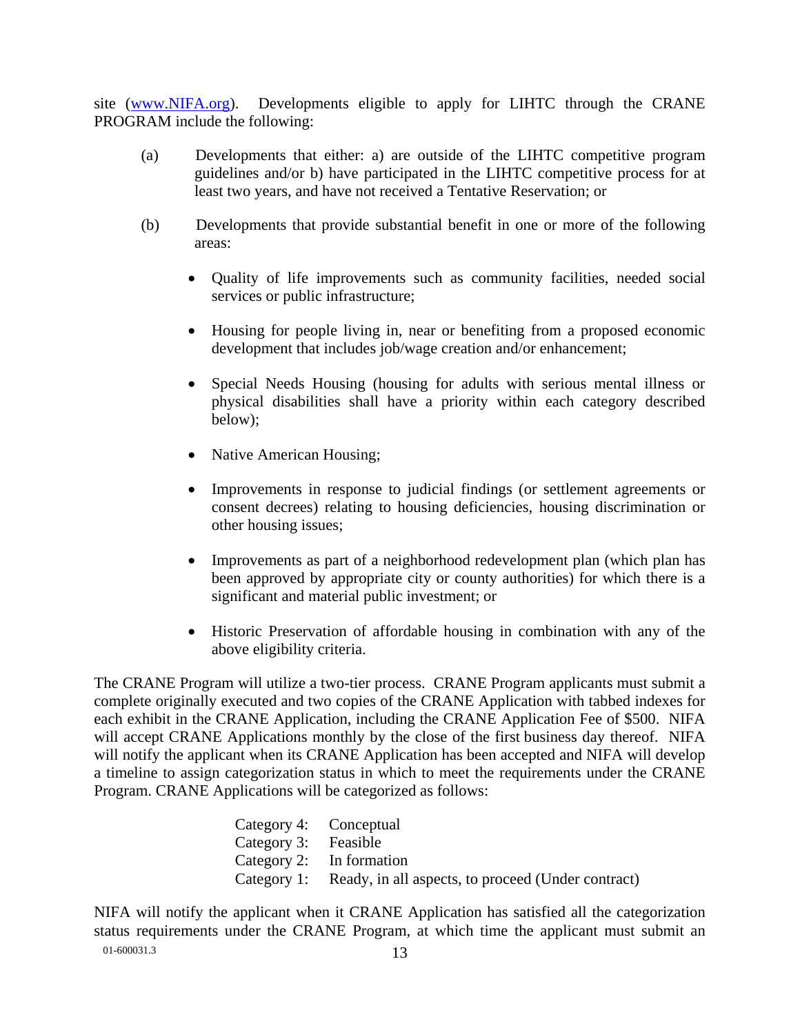site (www.NIFA.org). Developments eligible to apply for LIHTC through the CRANE PROGRAM include the following:

(a) Developments that either: a) are outside of the LIHTC competitive program guidelines and/or b) have participated in the LIHTC competitive process for at least two years, and have not received a Tentative Reservation; or

(b) Developments that provide substantial benefit in one or more of the following areas:

- Quality of life improvements such as community facilities, needed social services or public infrastructure;
- Housing for people living in, near or benefiting from a proposed economic development that includes job/wage creation and/or enhancement;
- Special Needs Housing (housing for adults with serious mental illness or physical disabilities shall have a priority within each category described below);
- Native American Housing;
- Improvements in response to judicial findings (or settlement agreements or consent decrees) relating to housing deficiencies, housing discrimination or other housing issues;
- Improvements as part of a neighborhood redevelopment plan (which plan has been approved by appropriate city or county authorities) for which there is a significant and material public investment; or
- Historic Preservation of affordable housing in combination with any of the above eligibility criteria.

The CRANE Program will utilize a two-tier process. CRANE Program applicants must submit a complete originally executed and two copies of the CRANE Application with tabbed indexes for each exhibit in the CRANE Application, including the CRANE Application Fee of $500. NIFA will accept CRANE Applications monthly by the close of the first business day thereof. NIFA will notify the applicant when its CRANE Application has been accepted and NIFA will develop a timeline to assign categorization status in which to meet the requirements under the CRANE Program. CRANE Applications will be categorized as follows:

Category 4: Conceptual
Category 3: Feasible
Category 2: In formation
Category 1: Ready, in all aspects, to proceed (Under contract)

NIFA will notify the applicant when it CRANE Application has satisfied all the categorization status requirements under the CRANE Program, at which time the applicant must submit an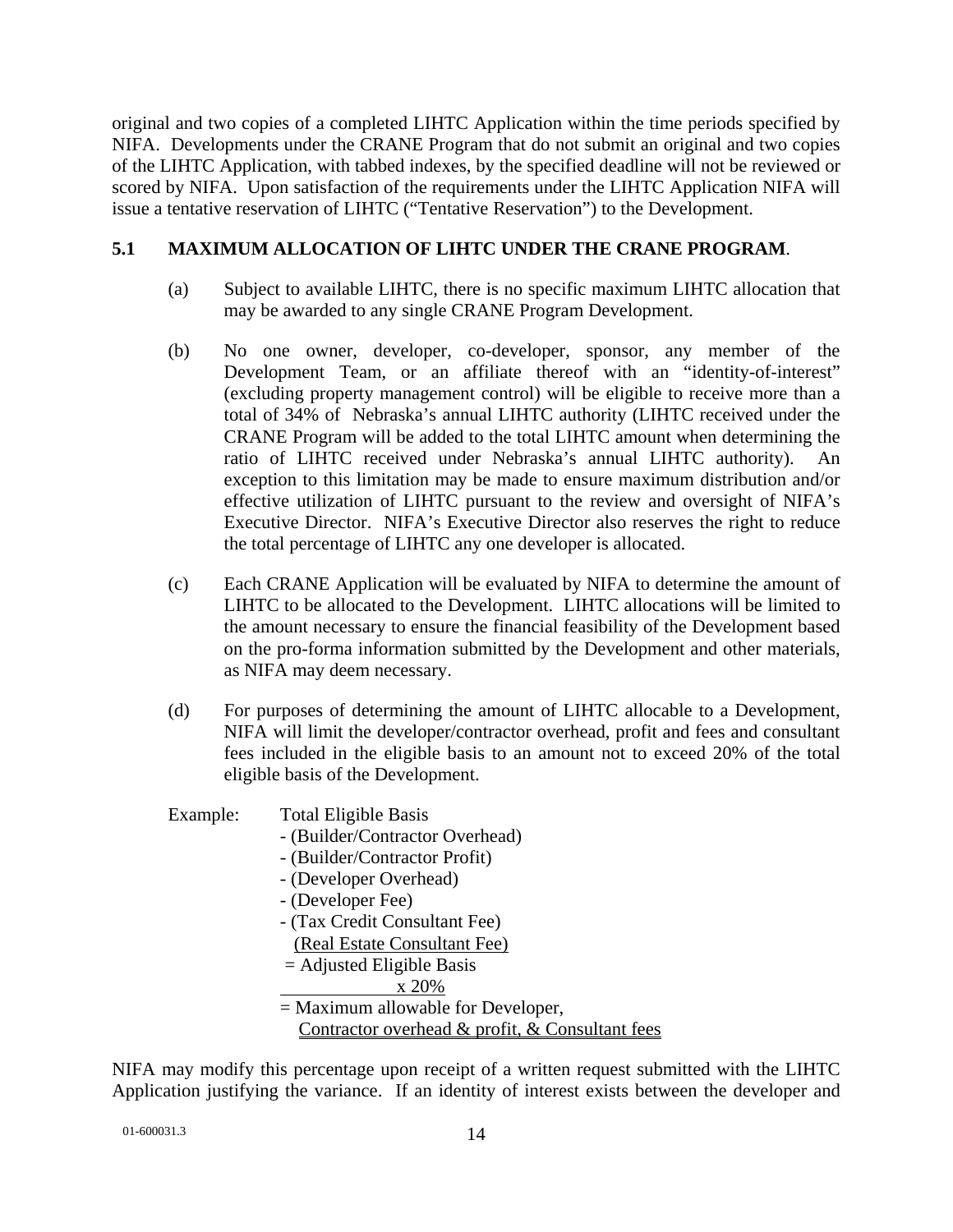original and two copies of a completed LIHTC Application within the time periods specified by NIFA. Developments under the CRANE Program that do not submit an original and two copies of the LIHTC Application, with tabbed indexes, by the specified deadline will not be reviewed or scored by NIFA. Upon satisfaction of the requirements under the LIHTC Application NIFA will issue a tentative reservation of LIHTC ("Tentative Reservation") to the Development.

### 5.1 MAXIMUM ALLOCATION OF LIHTC UNDER THE CRANE PROGRAM.

(a) Subject to available LIHTC, there is no specific maximum LIHTC allocation that may be awarded to any single CRANE Program Development.

(b) No one owner, developer, co-developer, sponsor, any member of the Development Team, or an affiliate thereof with an "identity-of-interest" (excluding property management control) will be eligible to receive more than a total of 34% of Nebraska's annual LIHTC authority (LIHTC received under the CRANE Program will be added to the total LIHTC amount when determining the ratio of LIHTC received under Nebraska's annual LIHTC authority). An exception to this limitation may be made to ensure maximum distribution and/or effective utilization of LIHTC pursuant to the review and oversight of NIFA's Executive Director. NIFA's Executive Director also reserves the right to reduce the total percentage of LIHTC any one developer is allocated.

(c) Each CRANE Application will be evaluated by NIFA to determine the amount of LIHTC to be allocated to the Development. LIHTC allocations will be limited to the amount necessary to ensure the financial feasibility of the Development based on the pro-forma information submitted by the Development and other materials, as NIFA may deem necessary.

(d) For purposes of determining the amount of LIHTC allocable to a Development, NIFA will limit the developer/contractor overhead, profit and fees and consultant fees included in the eligible basis to an amount not to exceed 20% of the total eligible basis of the Development.

Example:

Total Eligible Basis
- (Builder/Contractor Overhead)
- (Builder/Contractor Profit)
- (Developer Overhead)
- (Developer Fee)
- (Tax Credit Consultant Fee)
  (Real Estate Consultant Fee)

= Adjusted Eligible Basis
x 20%
= Maximum allowable for Developer, Contractor overhead & profit, & Consultant fees

NIFA may modify this percentage upon receipt of a written request submitted with the LIHTC Application justifying the variance. If an identity of interest exists between the developer and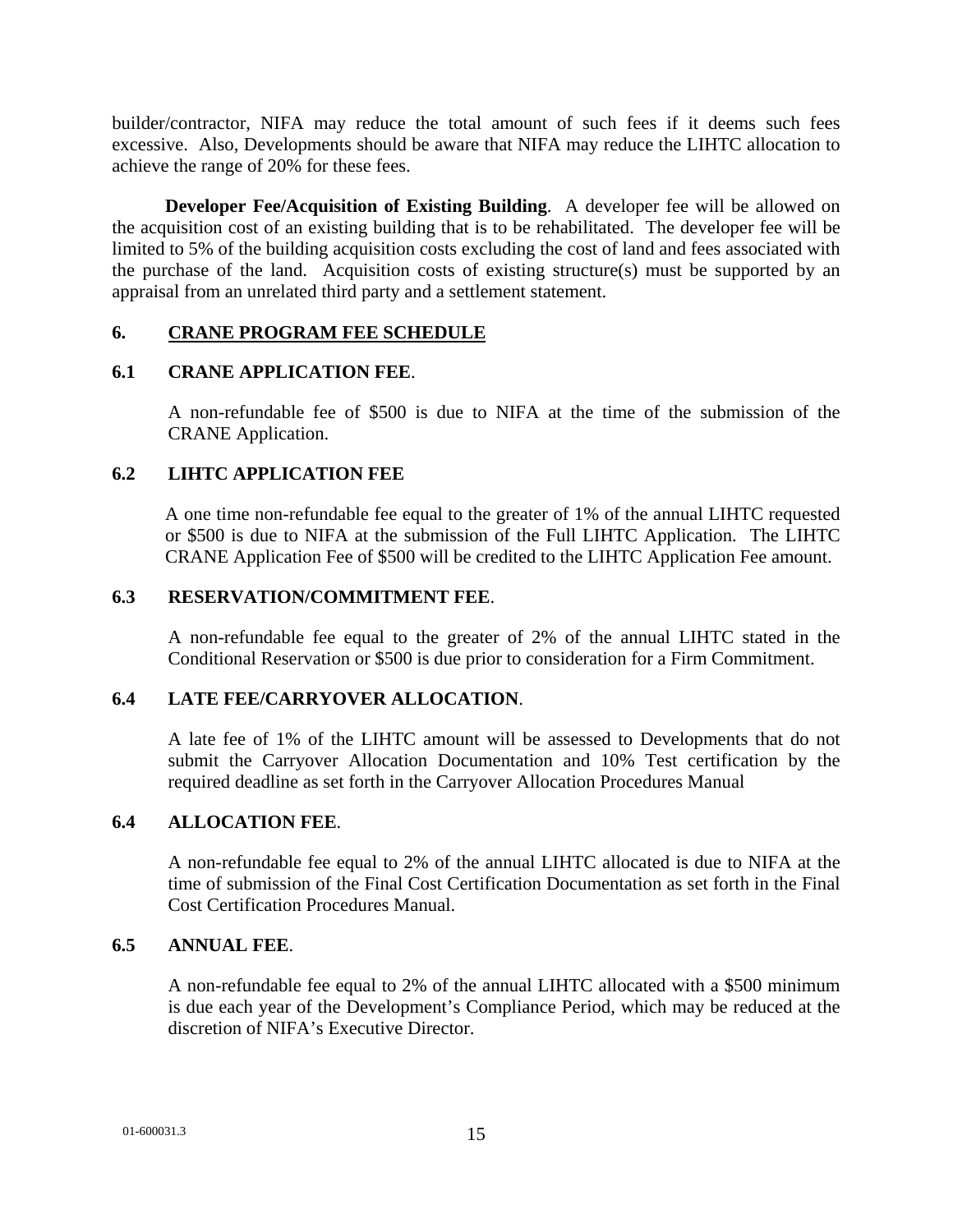builder/contractor, NIFA may reduce the total amount of such fees if it deems such fees excessive. Also, Developments should be aware that NIFA may reduce the LIHTC allocation to achieve the range of 20% for these fees.

**Developer Fee/Acquisition of Existing Building**. A developer fee will be allowed on the acquisition cost of an existing building that is to be rehabilitated. The developer fee will be limited to 5% of the building acquisition costs excluding the cost of land and fees associated with the purchase of the land. Acquisition costs of existing structure(s) must be supported by an appraisal from an unrelated third party and a settlement statement.

## 6. CRANE PROGRAM FEE SCHEDULE

### 6.1 CRANE APPLICATION FEE.

A non-refundable fee of $500 is due to NIFA at the time of the submission of the CRANE Application.

### 6.2 LIHTC APPLICATION FEE

A one time non-refundable fee equal to the greater of 1% of the annual LIHTC requested or $500 is due to NIFA at the submission of the Full LIHTC Application. The LIHTC CRANE Application Fee of $500 will be credited to the LIHTC Application Fee amount.

### 6.3 RESERVATION/COMMITMENT FEE.

A non-refundable fee equal to the greater of 2% of the annual LIHTC stated in the Conditional Reservation or $500 is due prior to consideration for a Firm Commitment.

### 6.4 LATE FEE/CARRYOVER ALLOCATION.

A late fee of 1% of the LIHTC amount will be assessed to Developments that do not submit the Carryover Allocation Documentation and 10% Test certification by the required deadline as set forth in the Carryover Allocation Procedures Manual

### 6.4 ALLOCATION FEE.

A non-refundable fee equal to 2% of the annual LIHTC allocated is due to NIFA at the time of submission of the Final Cost Certification Documentation as set forth in the Final Cost Certification Procedures Manual.

### 6.5 ANNUAL FEE.

A non-refundable fee equal to 2% of the annual LIHTC allocated with a $500 minimum is due each year of the Development's Compliance Period, which may be reduced at the discretion of NIFA's Executive Director.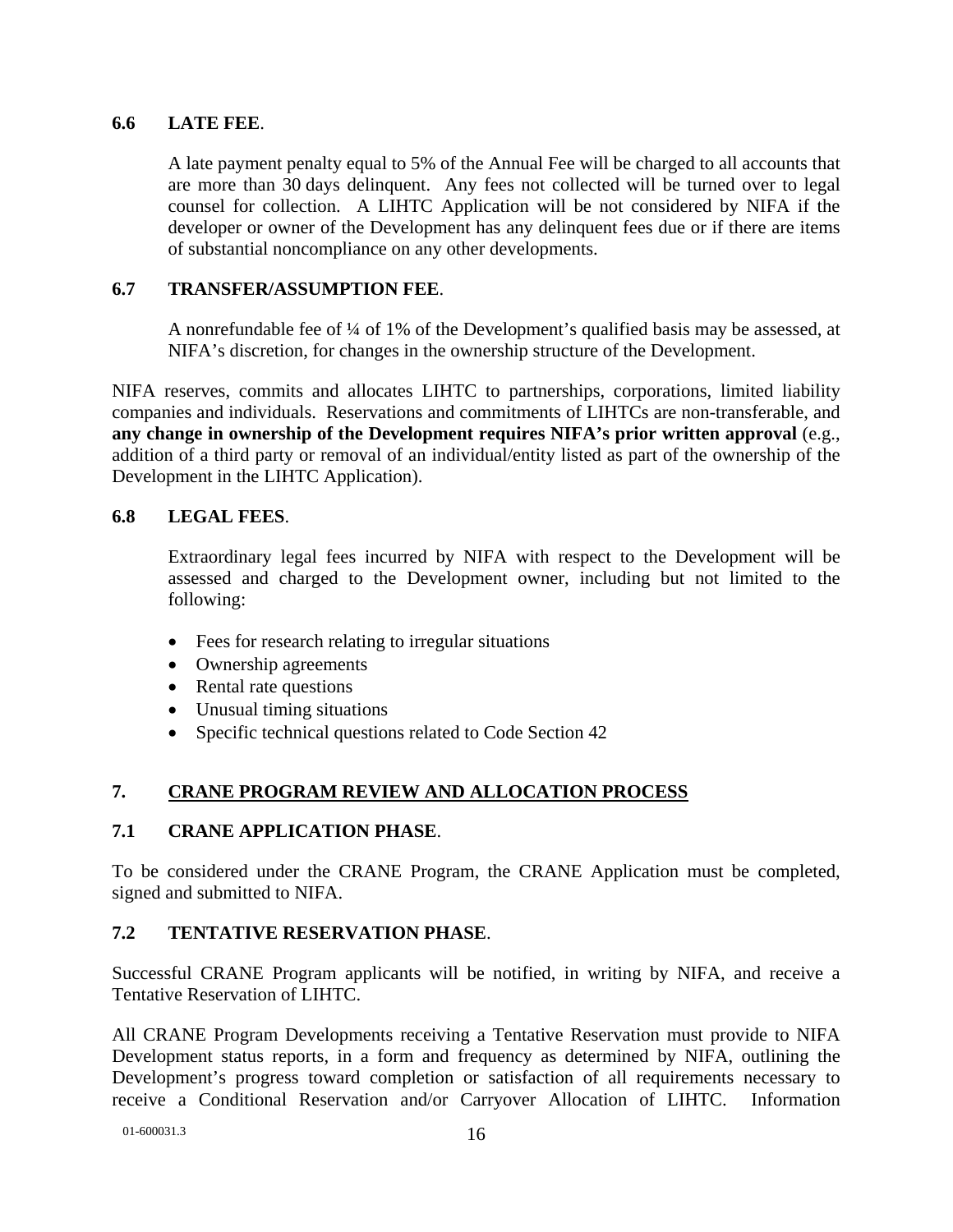### 6.6 LATE FEE.

A late payment penalty equal to 5% of the Annual Fee will be charged to all accounts that are more than 30 days delinquent. Any fees not collected will be turned over to legal counsel for collection. A LIHTC Application will be not considered by NIFA if the developer or owner of the Development has any delinquent fees due or if there are items of substantial noncompliance on any other developments.

### 6.7 TRANSFER/ASSUMPTION FEE.

A nonrefundable fee of ¼ of 1% of the Development's qualified basis may be assessed, at NIFA's discretion, for changes in the ownership structure of the Development.

NIFA reserves, commits and allocates LIHTC to partnerships, corporations, limited liability companies and individuals. Reservations and commitments of LIHTCs are non-transferable, and **any change in ownership of the Development requires NIFA's prior written approval** (e.g., addition of a third party or removal of an individual/entity listed as part of the ownership of the Development in the LIHTC Application).

### 6.8 LEGAL FEES.

Extraordinary legal fees incurred by NIFA with respect to the Development will be assessed and charged to the Development owner, including but not limited to the following:

- Fees for research relating to irregular situations
- Ownership agreements
- Rental rate questions
- Unusual timing situations
- Specific technical questions related to Code Section 42

## 7. CRANE PROGRAM REVIEW AND ALLOCATION PROCESS

### 7.1 CRANE APPLICATION PHASE.

To be considered under the CRANE Program, the CRANE Application must be completed, signed and submitted to NIFA.

### 7.2 TENTATIVE RESERVATION PHASE.

Successful CRANE Program applicants will be notified, in writing by NIFA, and receive a Tentative Reservation of LIHTC.

All CRANE Program Developments receiving a Tentative Reservation must provide to NIFA Development status reports, in a form and frequency as determined by NIFA, outlining the Development's progress toward completion or satisfaction of all requirements necessary to receive a Conditional Reservation and/or Carryover Allocation of LIHTC. Information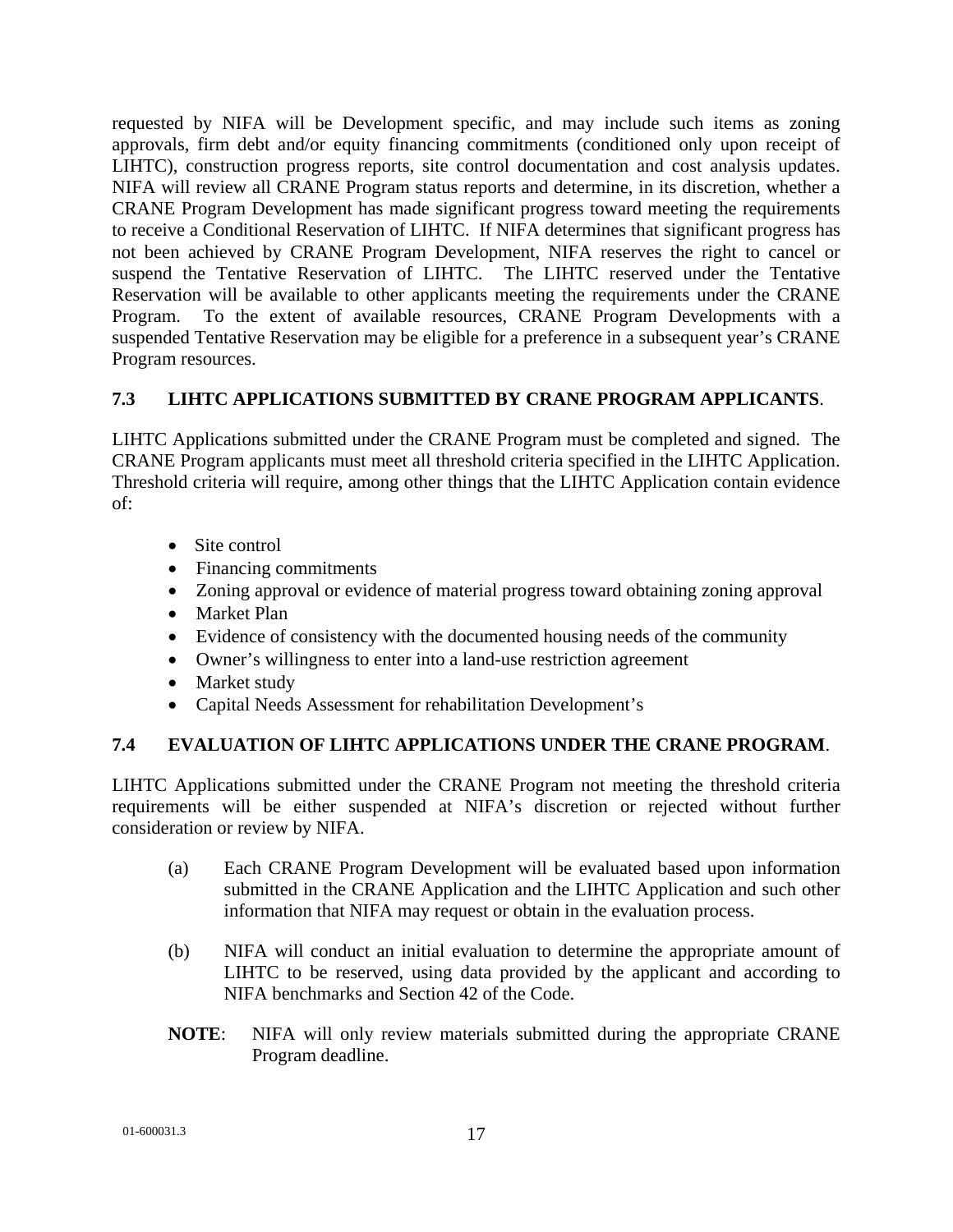requested by NIFA will be Development specific, and may include such items as zoning approvals, firm debt and/or equity financing commitments (conditioned only upon receipt of LIHTC), construction progress reports, site control documentation and cost analysis updates. NIFA will review all CRANE Program status reports and determine, in its discretion, whether a CRANE Program Development has made significant progress toward meeting the requirements to receive a Conditional Reservation of LIHTC. If NIFA determines that significant progress has not been achieved by CRANE Program Development, NIFA reserves the right to cancel or suspend the Tentative Reservation of LIHTC. The LIHTC reserved under the Tentative Reservation will be available to other applicants meeting the requirements under the CRANE Program. To the extent of available resources, CRANE Program Developments with a suspended Tentative Reservation may be eligible for a preference in a subsequent year's CRANE Program resources.

### 7.3 LIHTC APPLICATIONS SUBMITTED BY CRANE PROGRAM APPLICANTS.

LIHTC Applications submitted under the CRANE Program must be completed and signed. The CRANE Program applicants must meet all threshold criteria specified in the LIHTC Application. Threshold criteria will require, among other things that the LIHTC Application contain evidence of:

- Site control
- Financing commitments
- Zoning approval or evidence of material progress toward obtaining zoning approval
- Market Plan
- Evidence of consistency with the documented housing needs of the community
- Owner's willingness to enter into a land-use restriction agreement
- Market study
- Capital Needs Assessment for rehabilitation Development's

### 7.4 EVALUATION OF LIHTC APPLICATIONS UNDER THE CRANE PROGRAM.

LIHTC Applications submitted under the CRANE Program not meeting the threshold criteria requirements will be either suspended at NIFA's discretion or rejected without further consideration or review by NIFA.

(a) Each CRANE Program Development will be evaluated based upon information submitted in the CRANE Application and the LIHTC Application and such other information that NIFA may request or obtain in the evaluation process.

(b) NIFA will conduct an initial evaluation to determine the appropriate amount of LIHTC to be reserved, using data provided by the applicant and according to NIFA benchmarks and Section 42 of the Code.

**NOTE**: NIFA will only review materials submitted during the appropriate CRANE Program deadline.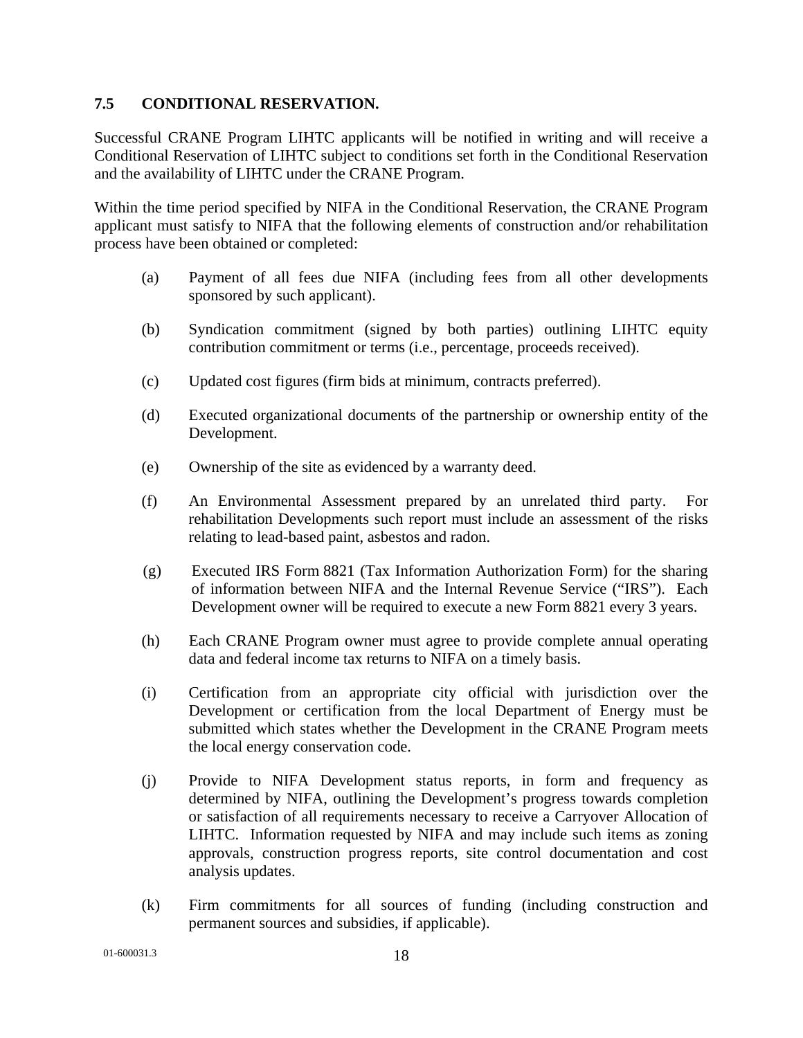### 7.5 CONDITIONAL RESERVATION.

Successful CRANE Program LIHTC applicants will be notified in writing and will receive a Conditional Reservation of LIHTC subject to conditions set forth in the Conditional Reservation and the availability of LIHTC under the CRANE Program.

Within the time period specified by NIFA in the Conditional Reservation, the CRANE Program applicant must satisfy to NIFA that the following elements of construction and/or rehabilitation process have been obtained or completed:

(a) Payment of all fees due NIFA (including fees from all other developments sponsored by such applicant).

(b) Syndication commitment (signed by both parties) outlining LIHTC equity contribution commitment or terms (i.e., percentage, proceeds received).

(c) Updated cost figures (firm bids at minimum, contracts preferred).

(d) Executed organizational documents of the partnership or ownership entity of the Development.

(e) Ownership of the site as evidenced by a warranty deed.

(f) An Environmental Assessment prepared by an unrelated third party. For rehabilitation Developments such report must include an assessment of the risks relating to lead-based paint, asbestos and radon.

(g) Executed IRS Form 8821 (Tax Information Authorization Form) for the sharing of information between NIFA and the Internal Revenue Service ("IRS"). Each Development owner will be required to execute a new Form 8821 every 3 years.

(h) Each CRANE Program owner must agree to provide complete annual operating data and federal income tax returns to NIFA on a timely basis.

(i) Certification from an appropriate city official with jurisdiction over the Development or certification from the local Department of Energy must be submitted which states whether the Development in the CRANE Program meets the local energy conservation code.

(j) Provide to NIFA Development status reports, in form and frequency as determined by NIFA, outlining the Development's progress towards completion or satisfaction of all requirements necessary to receive a Carryover Allocation of LIHTC. Information requested by NIFA and may include such items as zoning approvals, construction progress reports, site control documentation and cost analysis updates.

(k) Firm commitments for all sources of funding (including construction and permanent sources and subsidies, if applicable).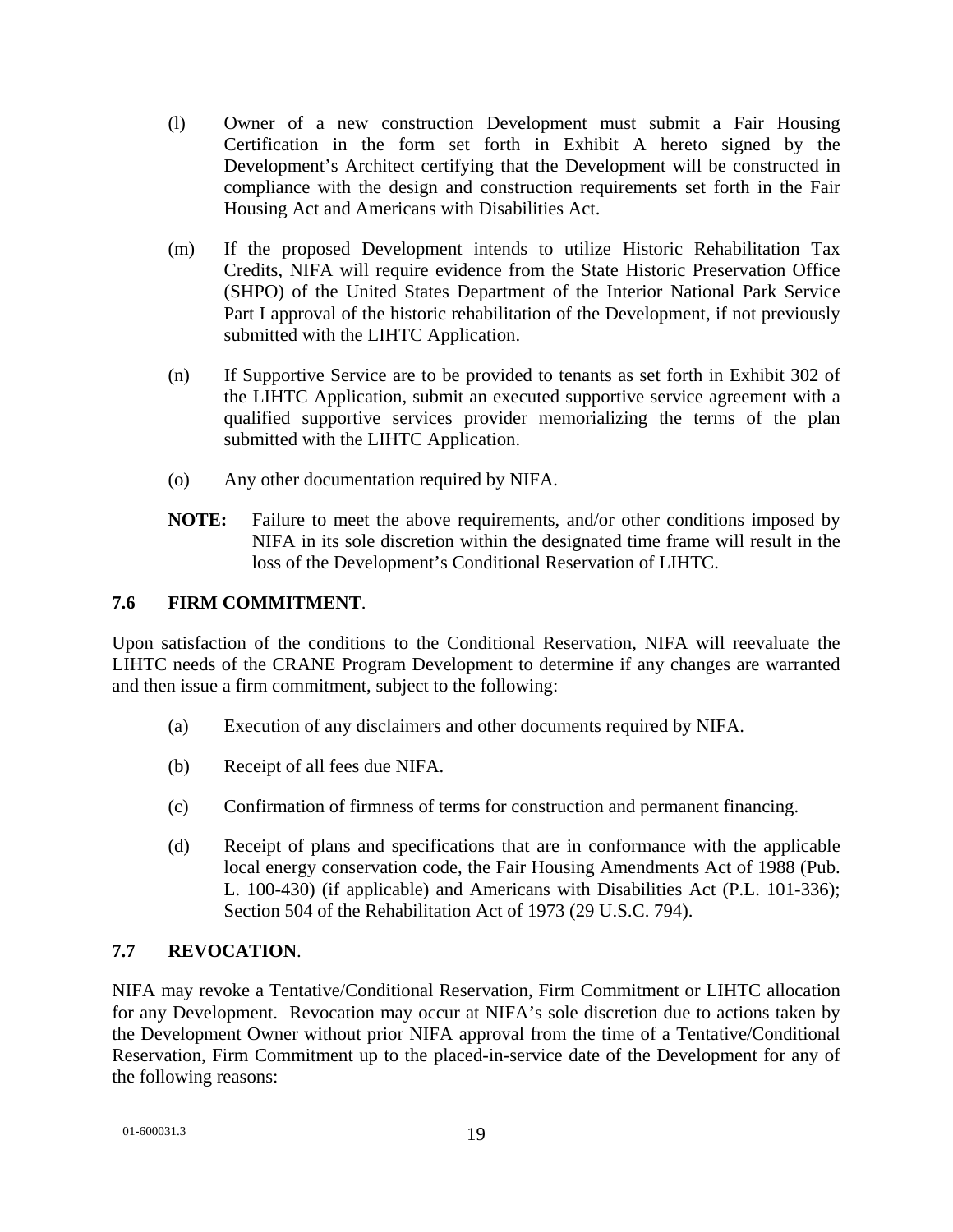(l) Owner of a new construction Development must submit a Fair Housing Certification in the form set forth in Exhibit A hereto signed by the Development's Architect certifying that the Development will be constructed in compliance with the design and construction requirements set forth in the Fair Housing Act and Americans with Disabilities Act.

(m) If the proposed Development intends to utilize Historic Rehabilitation Tax Credits, NIFA will require evidence from the State Historic Preservation Office (SHPO) of the United States Department of the Interior National Park Service Part I approval of the historic rehabilitation of the Development, if not previously submitted with the LIHTC Application.

(n) If Supportive Service are to be provided to tenants as set forth in Exhibit 302 of the LIHTC Application, submit an executed supportive service agreement with a qualified supportive services provider memorializing the terms of the plan submitted with the LIHTC Application.

(o) Any other documentation required by NIFA.

**NOTE:** Failure to meet the above requirements, and/or other conditions imposed by NIFA in its sole discretion within the designated time frame will result in the loss of the Development's Conditional Reservation of LIHTC.

### 7.6 FIRM COMMITMENT.

Upon satisfaction of the conditions to the Conditional Reservation, NIFA will reevaluate the LIHTC needs of the CRANE Program Development to determine if any changes are warranted and then issue a firm commitment, subject to the following:

(a) Execution of any disclaimers and other documents required by NIFA.

(b) Receipt of all fees due NIFA.

(c) Confirmation of firmness of terms for construction and permanent financing.

(d) Receipt of plans and specifications that are in conformance with the applicable local energy conservation code, the Fair Housing Amendments Act of 1988 (Pub. L. 100-430) (if applicable) and Americans with Disabilities Act (P.L. 101-336); Section 504 of the Rehabilitation Act of 1973 (29 U.S.C. 794).

### 7.7 REVOCATION.

NIFA may revoke a Tentative/Conditional Reservation, Firm Commitment or LIHTC allocation for any Development. Revocation may occur at NIFA's sole discretion due to actions taken by the Development Owner without prior NIFA approval from the time of a Tentative/Conditional Reservation, Firm Commitment up to the placed-in-service date of the Development for any of the following reasons: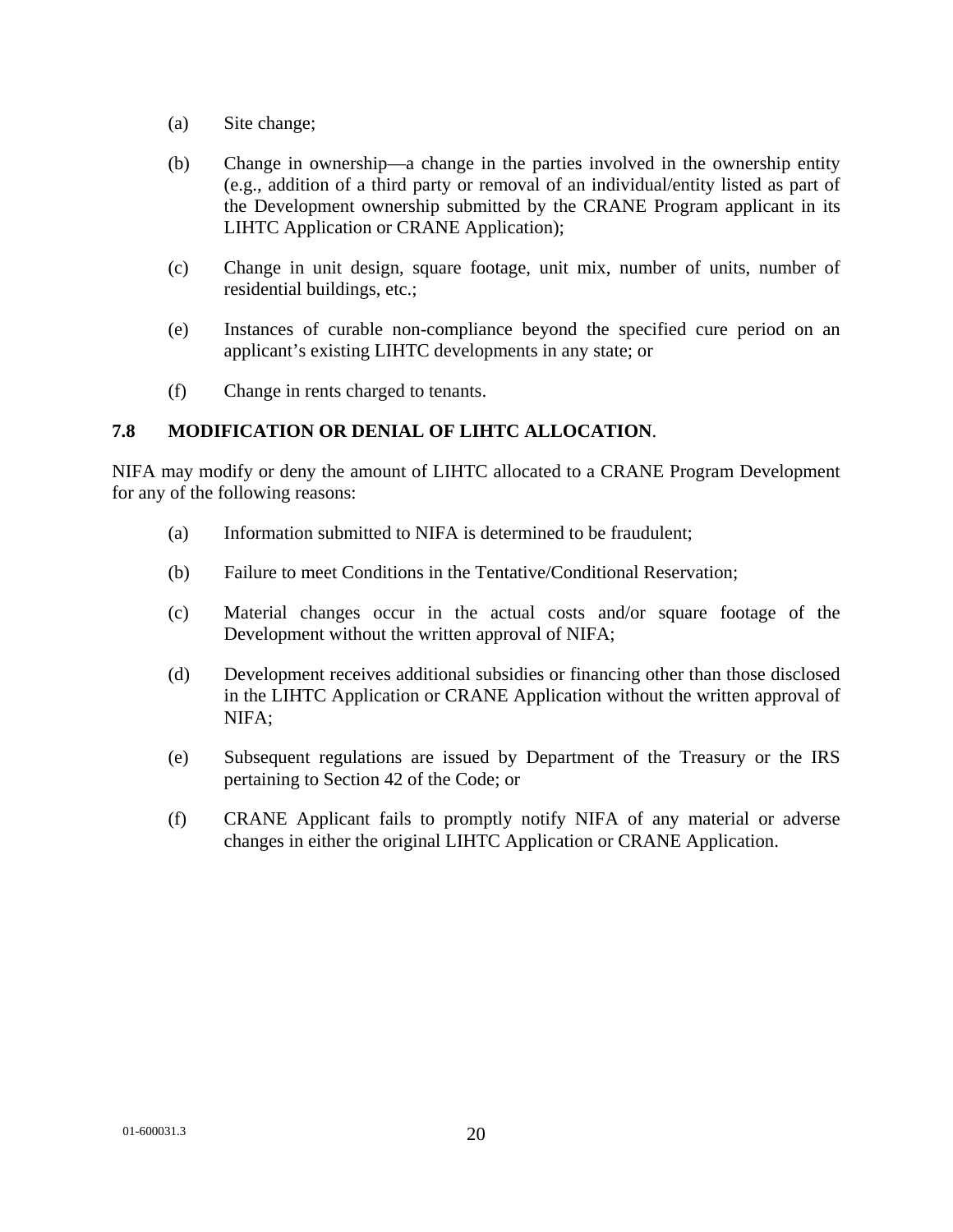(a) Site change;

(b) Change in ownership—a change in the parties involved in the ownership entity (e.g., addition of a third party or removal of an individual/entity listed as part of the Development ownership submitted by the CRANE Program applicant in its LIHTC Application or CRANE Application);

(c) Change in unit design, square footage, unit mix, number of units, number of residential buildings, etc.;

(e) Instances of curable non-compliance beyond the specified cure period on an applicant's existing LIHTC developments in any state; or

(f) Change in rents charged to tenants.

## 7.8 MODIFICATION OR DENIAL OF LIHTC ALLOCATION.

NIFA may modify or deny the amount of LIHTC allocated to a CRANE Program Development for any of the following reasons:

(a) Information submitted to NIFA is determined to be fraudulent;

(b) Failure to meet Conditions in the Tentative/Conditional Reservation;

(c) Material changes occur in the actual costs and/or square footage of the Development without the written approval of NIFA;

(d) Development receives additional subsidies or financing other than those disclosed in the LIHTC Application or CRANE Application without the written approval of NIFA;

(e) Subsequent regulations are issued by Department of the Treasury or the IRS pertaining to Section 42 of the Code; or

(f) CRANE Applicant fails to promptly notify NIFA of any material or adverse changes in either the original LIHTC Application or CRANE Application.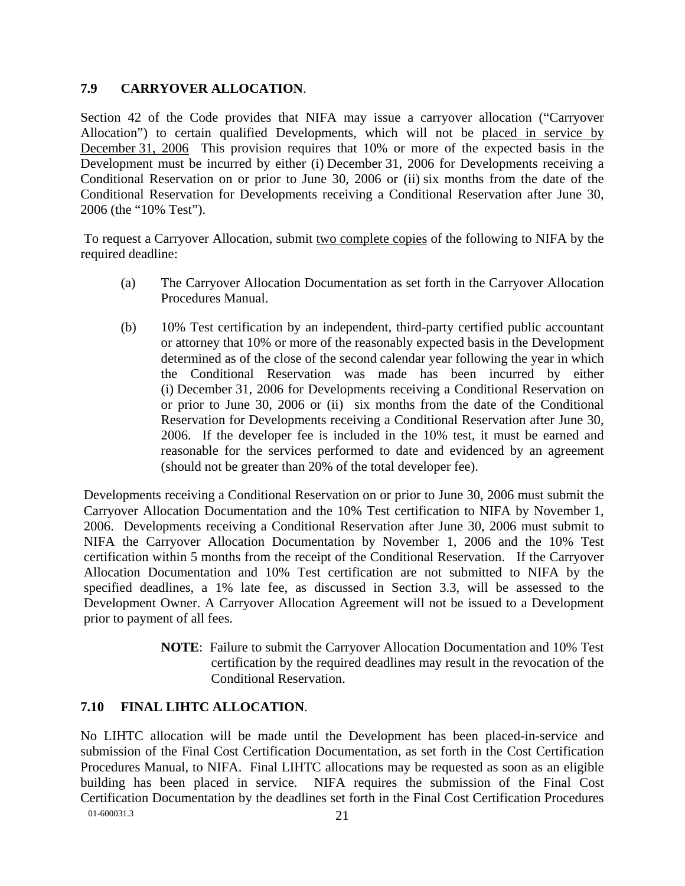### 7.9 CARRYOVER ALLOCATION.

Section 42 of the Code provides that NIFA may issue a carryover allocation ("Carryover Allocation") to certain qualified Developments, which will not be placed in service by December 31, 2006 This provision requires that 10% or more of the expected basis in the Development must be incurred by either (i) December 31, 2006 for Developments receiving a Conditional Reservation on or prior to June 30, 2006 or (ii) six months from the date of the Conditional Reservation for Developments receiving a Conditional Reservation after June 30, 2006 (the "10% Test").

To request a Carryover Allocation, submit two complete copies of the following to NIFA by the required deadline:

(a) The Carryover Allocation Documentation as set forth in the Carryover Allocation Procedures Manual.

(b) 10% Test certification by an independent, third-party certified public accountant or attorney that 10% or more of the reasonably expected basis in the Development determined as of the close of the second calendar year following the year in which the Conditional Reservation was made has been incurred by either (i) December 31, 2006 for Developments receiving a Conditional Reservation on or prior to June 30, 2006 or (ii) six months from the date of the Conditional Reservation for Developments receiving a Conditional Reservation after June 30, 2006. If the developer fee is included in the 10% test, it must be earned and reasonable for the services performed to date and evidenced by an agreement (should not be greater than 20% of the total developer fee).

Developments receiving a Conditional Reservation on or prior to June 30, 2006 must submit the Carryover Allocation Documentation and the 10% Test certification to NIFA by November 1, 2006. Developments receiving a Conditional Reservation after June 30, 2006 must submit to NIFA the Carryover Allocation Documentation by November 1, 2006 and the 10% Test certification within 5 months from the receipt of the Conditional Reservation. If the Carryover Allocation Documentation and 10% Test certification are not submitted to NIFA by the specified deadlines, a 1% late fee, as discussed in Section 3.3, will be assessed to the Development Owner. A Carryover Allocation Agreement will not be issued to a Development prior to payment of all fees.

> **NOTE**: Failure to submit the Carryover Allocation Documentation and 10% Test certification by the required deadlines may result in the revocation of the Conditional Reservation.

### 7.10 FINAL LIHTC ALLOCATION.

No LIHTC allocation will be made until the Development has been placed-in-service and submission of the Final Cost Certification Documentation, as set forth in the Cost Certification Procedures Manual, to NIFA. Final LIHTC allocations may be requested as soon as an eligible building has been placed in service. NIFA requires the submission of the Final Cost Certification Documentation by the deadlines set forth in the Final Cost Certification Procedures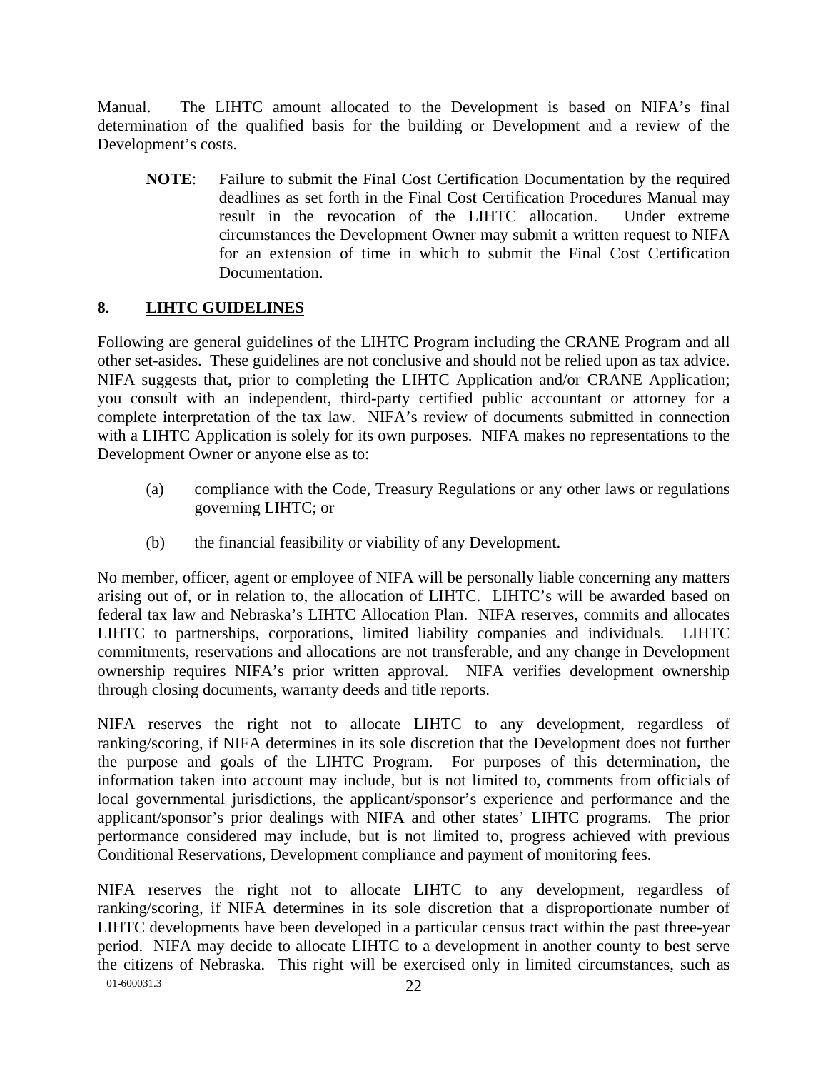Manual. The LIHTC amount allocated to the Development is based on NIFA's final determination of the qualified basis for the building or Development and a review of the Development's costs.

> **NOTE**: Failure to submit the Final Cost Certification Documentation by the required deadlines as set forth in the Final Cost Certification Procedures Manual may result in the revocation of the LIHTC allocation. Under extreme circumstances the Development Owner may submit a written request to NIFA for an extension of time in which to submit the Final Cost Certification Documentation.

## 8. LIHTC GUIDELINES

Following are general guidelines of the LIHTC Program including the CRANE Program and all other set-asides. These guidelines are not conclusive and should not be relied upon as tax advice. NIFA suggests that, prior to completing the LIHTC Application and/or CRANE Application; you consult with an independent, third-party certified public accountant or attorney for a complete interpretation of the tax law. NIFA's review of documents submitted in connection with a LIHTC Application is solely for its own purposes. NIFA makes no representations to the Development Owner or anyone else as to:

(a) compliance with the Code, Treasury Regulations or any other laws or regulations governing LIHTC; or

(b) the financial feasibility or viability of any Development.

No member, officer, agent or employee of NIFA will be personally liable concerning any matters arising out of, or in relation to, the allocation of LIHTC. LIHTC's will be awarded based on federal tax law and Nebraska's LIHTC Allocation Plan. NIFA reserves, commits and allocates LIHTC to partnerships, corporations, limited liability companies and individuals. LIHTC commitments, reservations and allocations are not transferable, and any change in Development ownership requires NIFA's prior written approval. NIFA verifies development ownership through closing documents, warranty deeds and title reports.

NIFA reserves the right not to allocate LIHTC to any development, regardless of ranking/scoring, if NIFA determines in its sole discretion that the Development does not further the purpose and goals of the LIHTC Program. For purposes of this determination, the information taken into account may include, but is not limited to, comments from officials of local governmental jurisdictions, the applicant/sponsor's experience and performance and the applicant/sponsor's prior dealings with NIFA and other states' LIHTC programs. The prior performance considered may include, but is not limited to, progress achieved with previous Conditional Reservations, Development compliance and payment of monitoring fees.

NIFA reserves the right not to allocate LIHTC to any development, regardless of ranking/scoring, if NIFA determines in its sole discretion that a disproportionate number of LIHTC developments have been developed in a particular census tract within the past three-year period. NIFA may decide to allocate LIHTC to a development in another county to best serve the citizens of Nebraska. This right will be exercised only in limited circumstances, such as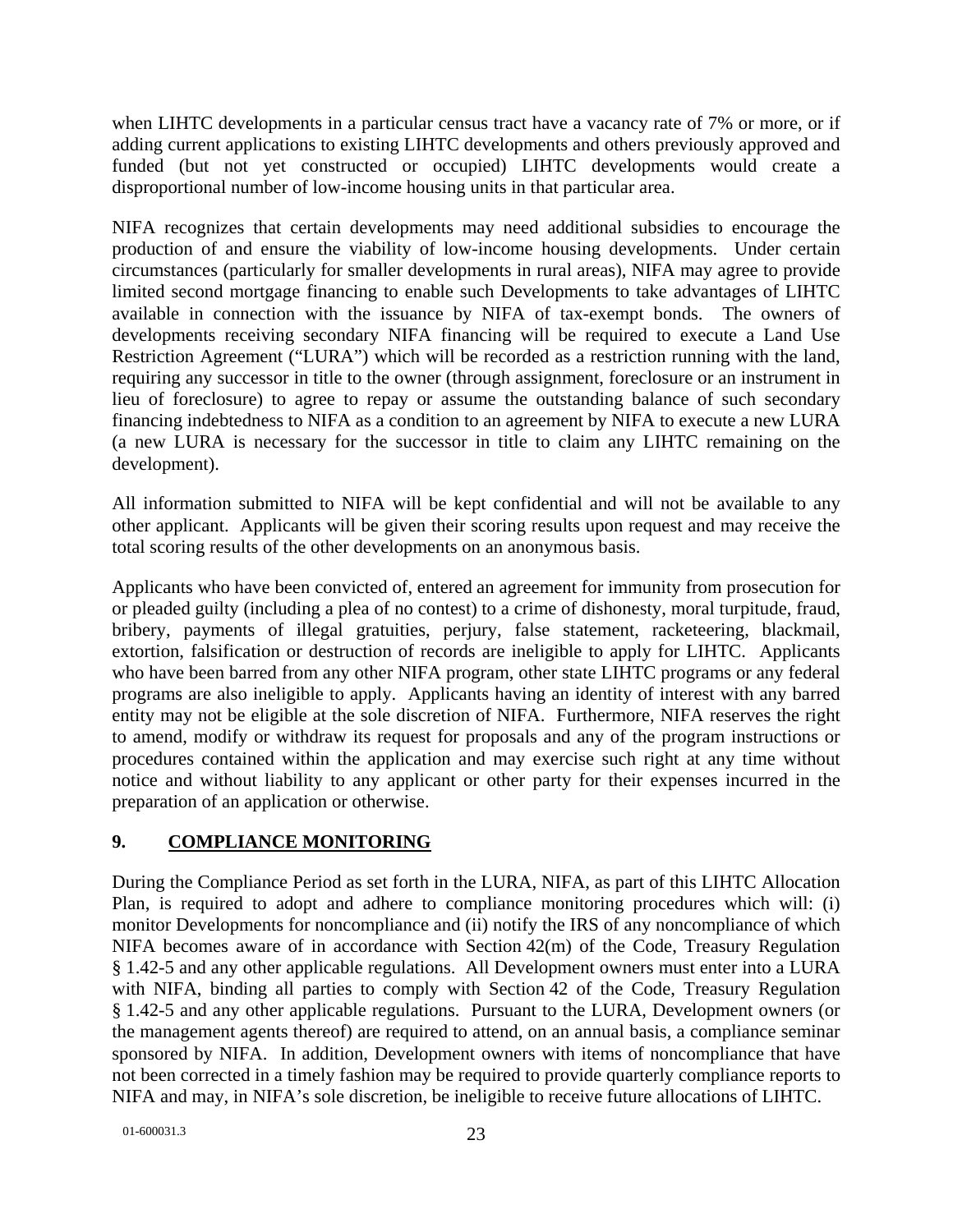when LIHTC developments in a particular census tract have a vacancy rate of 7% or more, or if adding current applications to existing LIHTC developments and others previously approved and funded (but not yet constructed or occupied) LIHTC developments would create a disproportional number of low-income housing units in that particular area.

NIFA recognizes that certain developments may need additional subsidies to encourage the production of and ensure the viability of low-income housing developments. Under certain circumstances (particularly for smaller developments in rural areas), NIFA may agree to provide limited second mortgage financing to enable such Developments to take advantages of LIHTC available in connection with the issuance by NIFA of tax-exempt bonds. The owners of developments receiving secondary NIFA financing will be required to execute a Land Use Restriction Agreement ("LURA") which will be recorded as a restriction running with the land, requiring any successor in title to the owner (through assignment, foreclosure or an instrument in lieu of foreclosure) to agree to repay or assume the outstanding balance of such secondary financing indebtedness to NIFA as a condition to an agreement by NIFA to execute a new LURA (a new LURA is necessary for the successor in title to claim any LIHTC remaining on the development).

All information submitted to NIFA will be kept confidential and will not be available to any other applicant. Applicants will be given their scoring results upon request and may receive the total scoring results of the other developments on an anonymous basis.

Applicants who have been convicted of, entered an agreement for immunity from prosecution for or pleaded guilty (including a plea of no contest) to a crime of dishonesty, moral turpitude, fraud, bribery, payments of illegal gratuities, perjury, false statement, racketeering, blackmail, extortion, falsification or destruction of records are ineligible to apply for LIHTC. Applicants who have been barred from any other NIFA program, other state LIHTC programs or any federal programs are also ineligible to apply. Applicants having an identity of interest with any barred entity may not be eligible at the sole discretion of NIFA. Furthermore, NIFA reserves the right to amend, modify or withdraw its request for proposals and any of the program instructions or procedures contained within the application and may exercise such right at any time without notice and without liability to any applicant or other party for their expenses incurred in the preparation of an application or otherwise.

## 9. COMPLIANCE MONITORING

During the Compliance Period as set forth in the LURA, NIFA, as part of this LIHTC Allocation Plan, is required to adopt and adhere to compliance monitoring procedures which will: (i) monitor Developments for noncompliance and (ii) notify the IRS of any noncompliance of which NIFA becomes aware of in accordance with Section 42(m) of the Code, Treasury Regulation § 1.42-5 and any other applicable regulations. All Development owners must enter into a LURA with NIFA, binding all parties to comply with Section 42 of the Code, Treasury Regulation § 1.42-5 and any other applicable regulations. Pursuant to the LURA, Development owners (or the management agents thereof) are required to attend, on an annual basis, a compliance seminar sponsored by NIFA. In addition, Development owners with items of noncompliance that have not been corrected in a timely fashion may be required to provide quarterly compliance reports to NIFA and may, in NIFA's sole discretion, be ineligible to receive future allocations of LIHTC.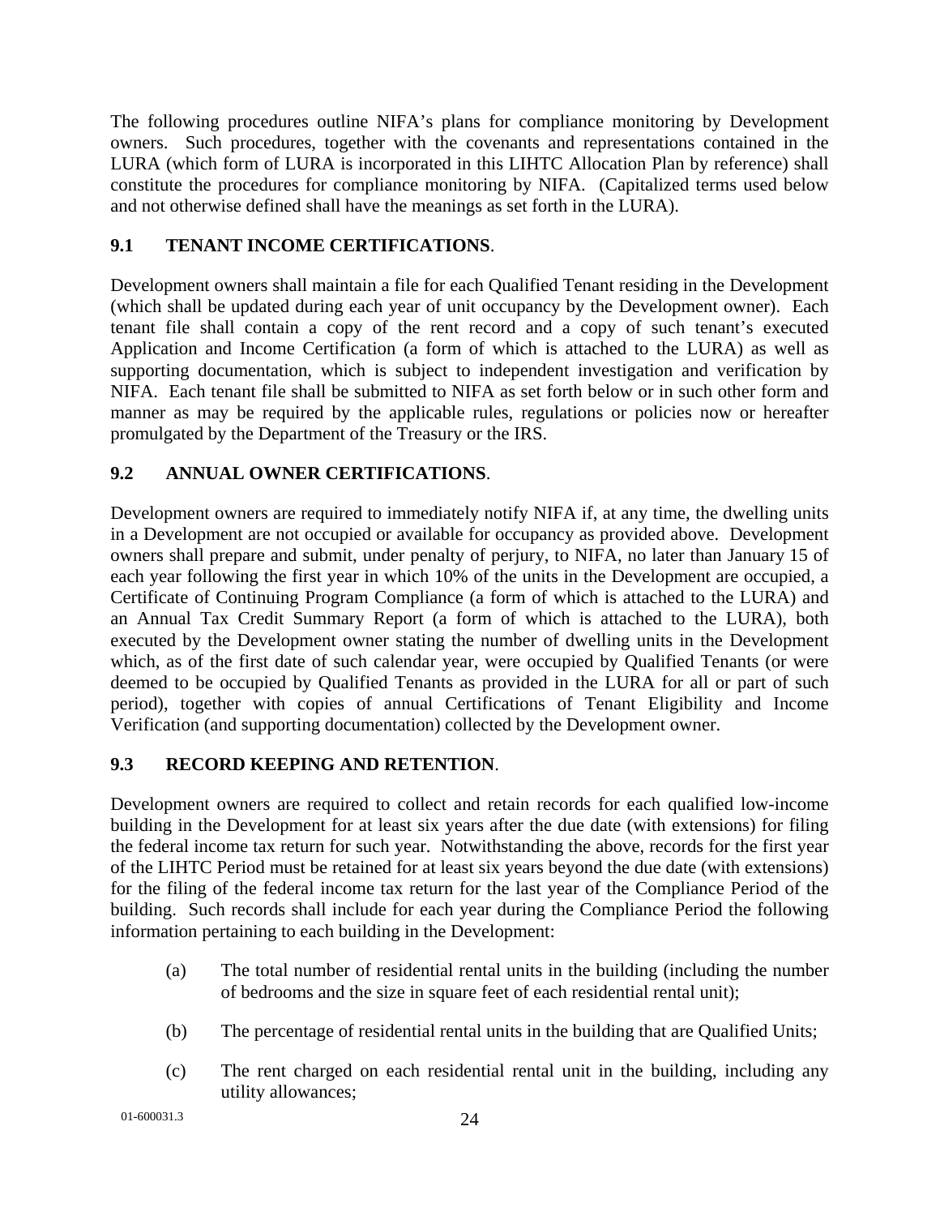The following procedures outline NIFA's plans for compliance monitoring by Development owners. Such procedures, together with the covenants and representations contained in the LURA (which form of LURA is incorporated in this LIHTC Allocation Plan by reference) shall constitute the procedures for compliance monitoring by NIFA. (Capitalized terms used below and not otherwise defined shall have the meanings as set forth in the LURA).

## 9.1 TENANT INCOME CERTIFICATIONS.

Development owners shall maintain a file for each Qualified Tenant residing in the Development (which shall be updated during each year of unit occupancy by the Development owner). Each tenant file shall contain a copy of the rent record and a copy of such tenant's executed Application and Income Certification (a form of which is attached to the LURA) as well as supporting documentation, which is subject to independent investigation and verification by NIFA. Each tenant file shall be submitted to NIFA as set forth below or in such other form and manner as may be required by the applicable rules, regulations or policies now or hereafter promulgated by the Department of the Treasury or the IRS.

## 9.2 ANNUAL OWNER CERTIFICATIONS.

Development owners are required to immediately notify NIFA if, at any time, the dwelling units in a Development are not occupied or available for occupancy as provided above. Development owners shall prepare and submit, under penalty of perjury, to NIFA, no later than January 15 of each year following the first year in which 10% of the units in the Development are occupied, a Certificate of Continuing Program Compliance (a form of which is attached to the LURA) and an Annual Tax Credit Summary Report (a form of which is attached to the LURA), both executed by the Development owner stating the number of dwelling units in the Development which, as of the first date of such calendar year, were occupied by Qualified Tenants (or were deemed to be occupied by Qualified Tenants as provided in the LURA for all or part of such period), together with copies of annual Certifications of Tenant Eligibility and Income Verification (and supporting documentation) collected by the Development owner.

## 9.3 RECORD KEEPING AND RETENTION.

Development owners are required to collect and retain records for each qualified low-income building in the Development for at least six years after the due date (with extensions) for filing the federal income tax return for such year. Notwithstanding the above, records for the first year of the LIHTC Period must be retained for at least six years beyond the due date (with extensions) for the filing of the federal income tax return for the last year of the Compliance Period of the building. Such records shall include for each year during the Compliance Period the following information pertaining to each building in the Development:

(a) The total number of residential rental units in the building (including the number of bedrooms and the size in square feet of each residential rental unit);

(b) The percentage of residential rental units in the building that are Qualified Units;

(c) The rent charged on each residential rental unit in the building, including any utility allowances;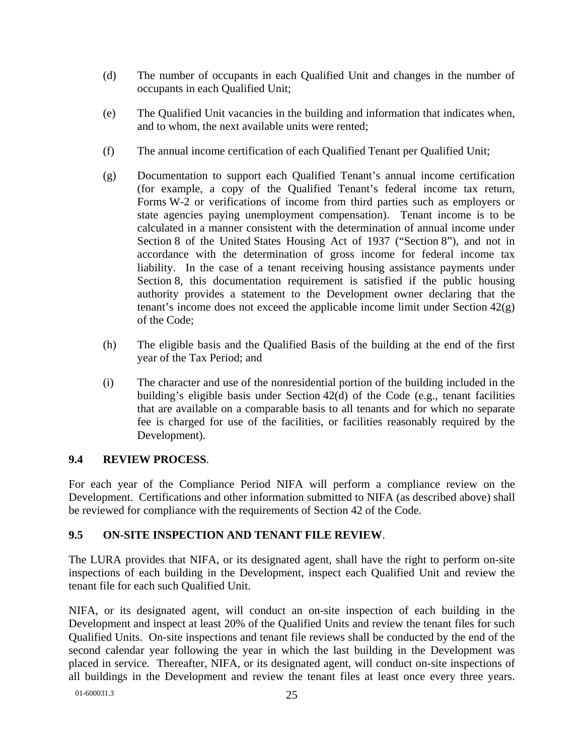(d) The number of occupants in each Qualified Unit and changes in the number of occupants in each Qualified Unit;

(e) The Qualified Unit vacancies in the building and information that indicates when, and to whom, the next available units were rented;

(f) The annual income certification of each Qualified Tenant per Qualified Unit;

(g) Documentation to support each Qualified Tenant's annual income certification (for example, a copy of the Qualified Tenant's federal income tax return, Forms W-2 or verifications of income from third parties such as employers or state agencies paying unemployment compensation). Tenant income is to be calculated in a manner consistent with the determination of annual income under Section 8 of the United States Housing Act of 1937 ("Section 8"), and not in accordance with the determination of gross income for federal income tax liability. In the case of a tenant receiving housing assistance payments under Section 8, this documentation requirement is satisfied if the public housing authority provides a statement to the Development owner declaring that the tenant's income does not exceed the applicable income limit under Section 42(g) of the Code;

(h) The eligible basis and the Qualified Basis of the building at the end of the first year of the Tax Period; and

(i) The character and use of the nonresidential portion of the building included in the building's eligible basis under Section 42(d) of the Code (e.g., tenant facilities that are available on a comparable basis to all tenants and for which no separate fee is charged for use of the facilities, or facilities reasonably required by the Development).

### 9.4 REVIEW PROCESS.

For each year of the Compliance Period NIFA will perform a compliance review on the Development. Certifications and other information submitted to NIFA (as described above) shall be reviewed for compliance with the requirements of Section 42 of the Code.

### 9.5 ON-SITE INSPECTION AND TENANT FILE REVIEW.

The LURA provides that NIFA, or its designated agent, shall have the right to perform on-site inspections of each building in the Development, inspect each Qualified Unit and review the tenant file for each such Qualified Unit.

NIFA, or its designated agent, will conduct an on-site inspection of each building in the Development and inspect at least 20% of the Qualified Units and review the tenant files for such Qualified Units. On-site inspections and tenant file reviews shall be conducted by the end of the second calendar year following the year in which the last building in the Development was placed in service. Thereafter, NIFA, or its designated agent, will conduct on-site inspections of all buildings in the Development and review the tenant files at least once every three years.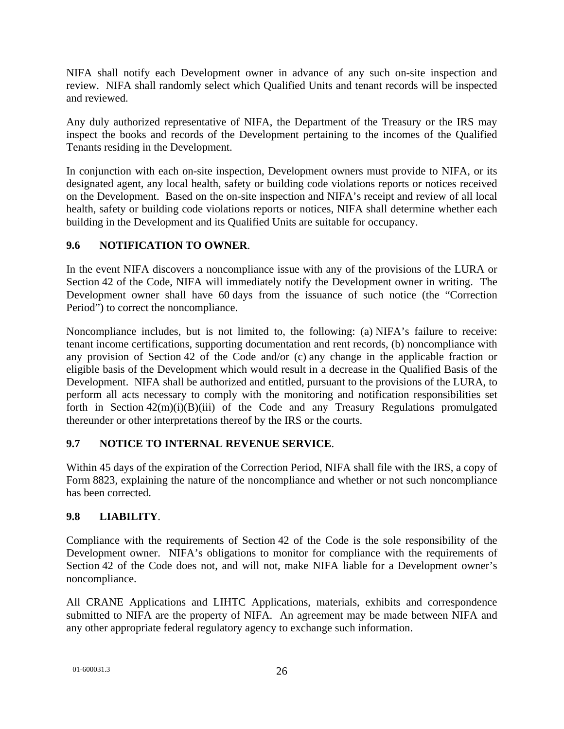NIFA shall notify each Development owner in advance of any such on-site inspection and review. NIFA shall randomly select which Qualified Units and tenant records will be inspected and reviewed.

Any duly authorized representative of NIFA, the Department of the Treasury or the IRS may inspect the books and records of the Development pertaining to the incomes of the Qualified Tenants residing in the Development.

In conjunction with each on-site inspection, Development owners must provide to NIFA, or its designated agent, any local health, safety or building code violations reports or notices received on the Development. Based on the on-site inspection and NIFA's receipt and review of all local health, safety or building code violations reports or notices, NIFA shall determine whether each building in the Development and its Qualified Units are suitable for occupancy.

### 9.6 NOTIFICATION TO OWNER.

In the event NIFA discovers a noncompliance issue with any of the provisions of the LURA or Section 42 of the Code, NIFA will immediately notify the Development owner in writing. The Development owner shall have 60 days from the issuance of such notice (the "Correction Period") to correct the noncompliance.

Noncompliance includes, but is not limited to, the following: (a) NIFA's failure to receive: tenant income certifications, supporting documentation and rent records, (b) noncompliance with any provision of Section 42 of the Code and/or (c) any change in the applicable fraction or eligible basis of the Development which would result in a decrease in the Qualified Basis of the Development. NIFA shall be authorized and entitled, pursuant to the provisions of the LURA, to perform all acts necessary to comply with the monitoring and notification responsibilities set forth in Section 42(m)(i)(B)(iii) of the Code and any Treasury Regulations promulgated thereunder or other interpretations thereof by the IRS or the courts.

### 9.7 NOTICE TO INTERNAL REVENUE SERVICE.

Within 45 days of the expiration of the Correction Period, NIFA shall file with the IRS, a copy of Form 8823, explaining the nature of the noncompliance and whether or not such noncompliance has been corrected.

### 9.8 LIABILITY.

Compliance with the requirements of Section 42 of the Code is the sole responsibility of the Development owner. NIFA's obligations to monitor for compliance with the requirements of Section 42 of the Code does not, and will not, make NIFA liable for a Development owner's noncompliance.

All CRANE Applications and LIHTC Applications, materials, exhibits and correspondence submitted to NIFA are the property of NIFA. An agreement may be made between NIFA and any other appropriate federal regulatory agency to exchange such information.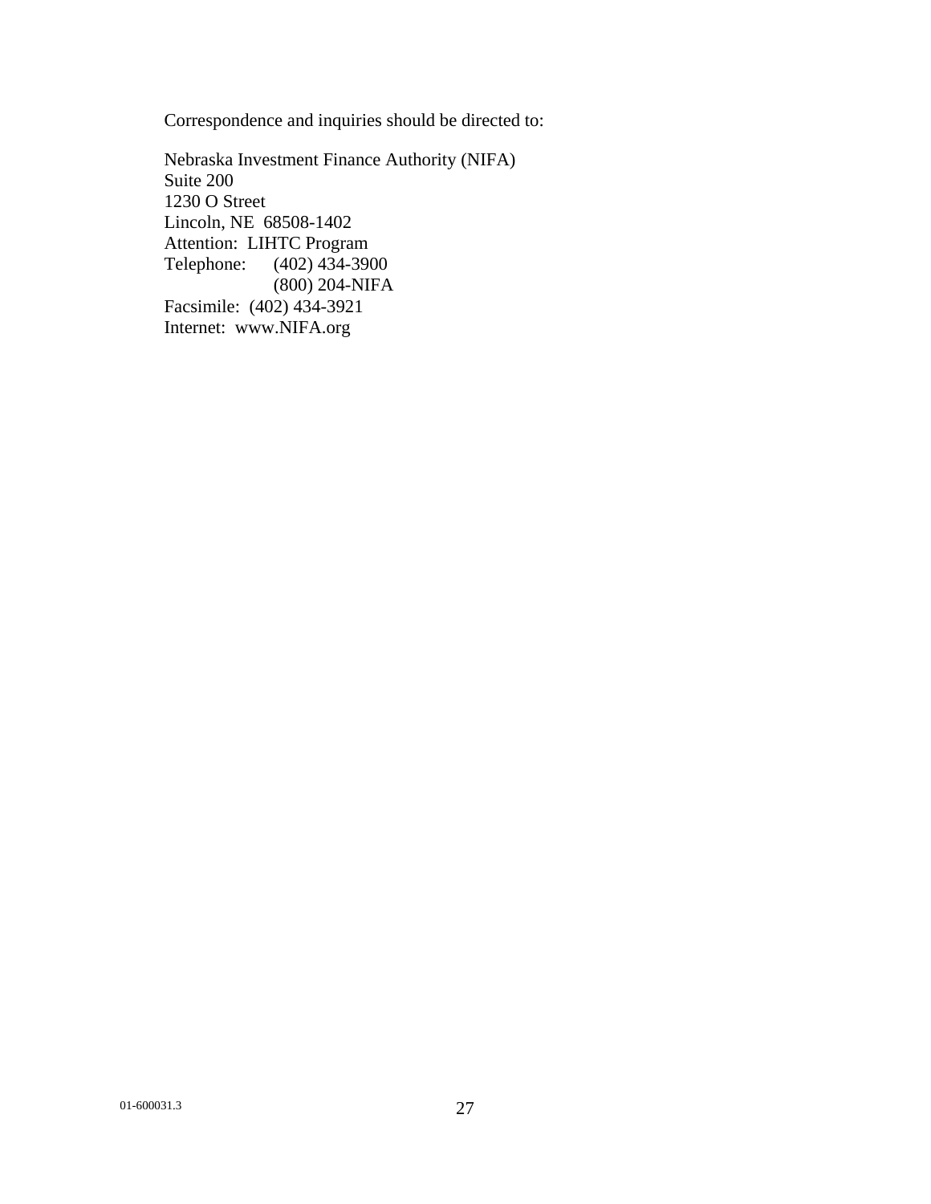Correspondence and inquiries should be directed to:

Nebraska Investment Finance Authority (NIFA)
Suite 200
1230 O Street
Lincoln, NE 68508-1402
Attention: LIHTC Program
Telephone: (402) 434-3900
(800) 204-NIFA
Facsimile: (402) 434-3921
Internet: www.NIFA.org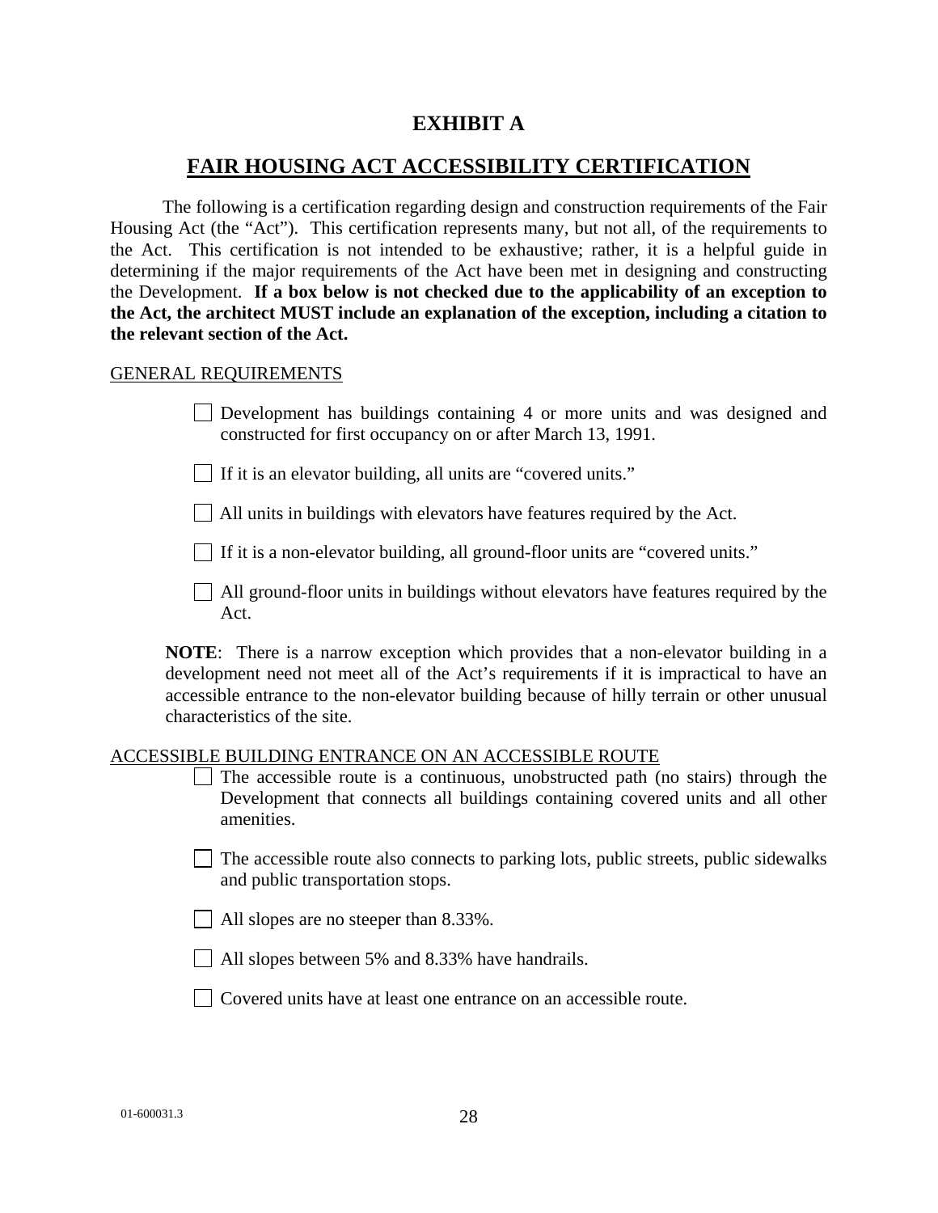# EXHIBIT A

## FAIR HOUSING ACT ACCESSIBILITY CERTIFICATION

The following is a certification regarding design and construction requirements of the Fair Housing Act (the "Act"). This certification represents many, but not all, of the requirements to the Act. This certification is not intended to be exhaustive; rather, it is a helpful guide in determining if the major requirements of the Act have been met in designing and constructing the Development. **If a box below is not checked due to the applicability of an exception to the Act, the architect MUST include an explanation of the exception, including a citation to the relevant section of the Act.**

GENERAL REQUIREMENTS

- ☐ Development has buildings containing 4 or more units and was designed and constructed for first occupancy on or after March 13, 1991.
- ☐ If it is an elevator building, all units are "covered units."
- ☐ All units in buildings with elevators have features required by the Act.
- ☐ If it is a non-elevator building, all ground-floor units are "covered units."
- ☐ All ground-floor units in buildings without elevators have features required by the Act.

**NOTE**: There is a narrow exception which provides that a non-elevator building in a development need not meet all of the Act's requirements if it is impractical to have an accessible entrance to the non-elevator building because of hilly terrain or other unusual characteristics of the site.

ACCESSIBLE BUILDING ENTRANCE ON AN ACCESSIBLE ROUTE

- ☐ The accessible route is a continuous, unobstructed path (no stairs) through the Development that connects all buildings containing covered units and all other amenities.
- ☐ The accessible route also connects to parking lots, public streets, public sidewalks and public transportation stops.
- ☐ All slopes are no steeper than 8.33%.
- ☐ All slopes between 5% and 8.33% have handrails.
- ☐ Covered units have at least one entrance on an accessible route.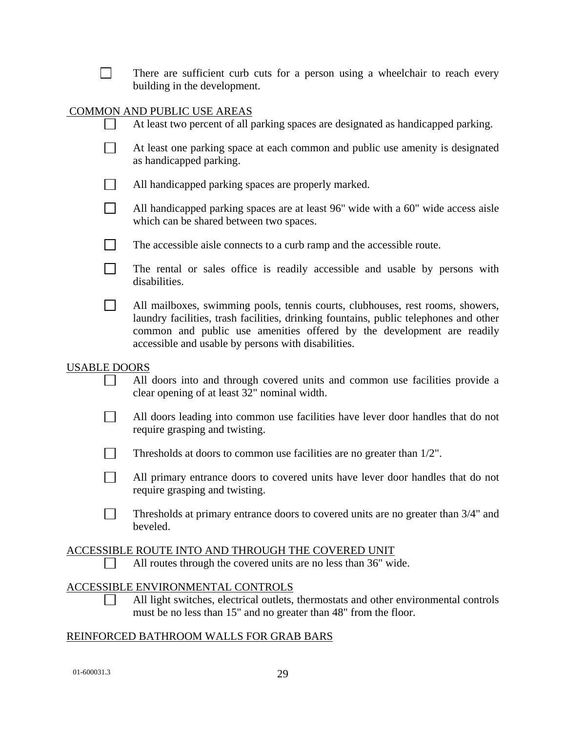- [ ] There are sufficient curb cuts for a person using a wheelchair to reach every building in the development.

COMMON AND PUBLIC USE AREAS

- [ ] At least two percent of all parking spaces are designated as handicapped parking.
- [ ] At least one parking space at each common and public use amenity is designated as handicapped parking.
- [ ] All handicapped parking spaces are properly marked.
- [ ] All handicapped parking spaces are at least 96" wide with a 60" wide access aisle which can be shared between two spaces.
- [ ] The accessible aisle connects to a curb ramp and the accessible route.
- [ ] The rental or sales office is readily accessible and usable by persons with disabilities.
- [ ] All mailboxes, swimming pools, tennis courts, clubhouses, rest rooms, showers, laundry facilities, trash facilities, drinking fountains, public telephones and other common and public use amenities offered by the development are readily accessible and usable by persons with disabilities.

USABLE DOORS

- [ ] All doors into and through covered units and common use facilities provide a clear opening of at least 32" nominal width.
- [ ] All doors leading into common use facilities have lever door handles that do not require grasping and twisting.
- [ ] Thresholds at doors to common use facilities are no greater than 1/2".
- [ ] All primary entrance doors to covered units have lever door handles that do not require grasping and twisting.
- [ ] Thresholds at primary entrance doors to covered units are no greater than 3/4" and beveled.

ACCESSIBLE ROUTE INTO AND THROUGH THE COVERED UNIT

- [ ] All routes through the covered units are no less than 36" wide.

ACCESSIBLE ENVIRONMENTAL CONTROLS

- [ ] All light switches, electrical outlets, thermostats and other environmental controls must be no less than 15" and no greater than 48" from the floor.

REINFORCED BATHROOM WALLS FOR GRAB BARS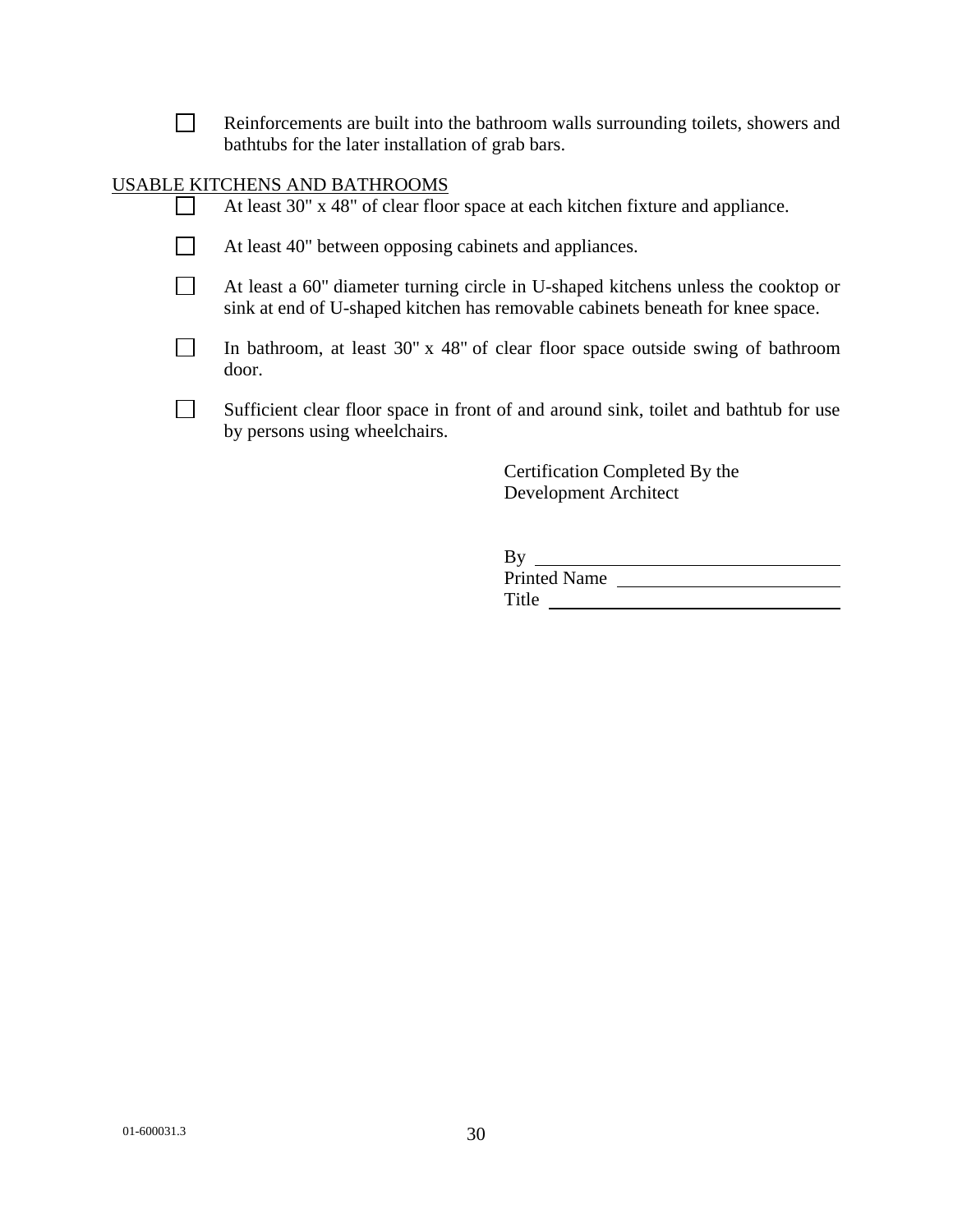- [ ] Reinforcements are built into the bathroom walls surrounding toilets, showers and bathtubs for the later installation of grab bars.

<u>USABLE KITCHENS AND BATHROOMS</u>

- [ ] At least 30" x 48" of clear floor space at each kitchen fixture and appliance.
- [ ] At least 40" between opposing cabinets and appliances.
- [ ] At least a 60" diameter turning circle in U-shaped kitchens unless the cooktop or sink at end of U-shaped kitchen has removable cabinets beneath for knee space.
- [ ] In bathroom, at least 30" x 48" of clear floor space outside swing of bathroom door.
- [ ] Sufficient clear floor space in front of and around sink, toilet and bathtub for use by persons using wheelchairs.

Certification Completed By the Development Architect

By ______________________________

Printed Name ______________________

Title _____________________________